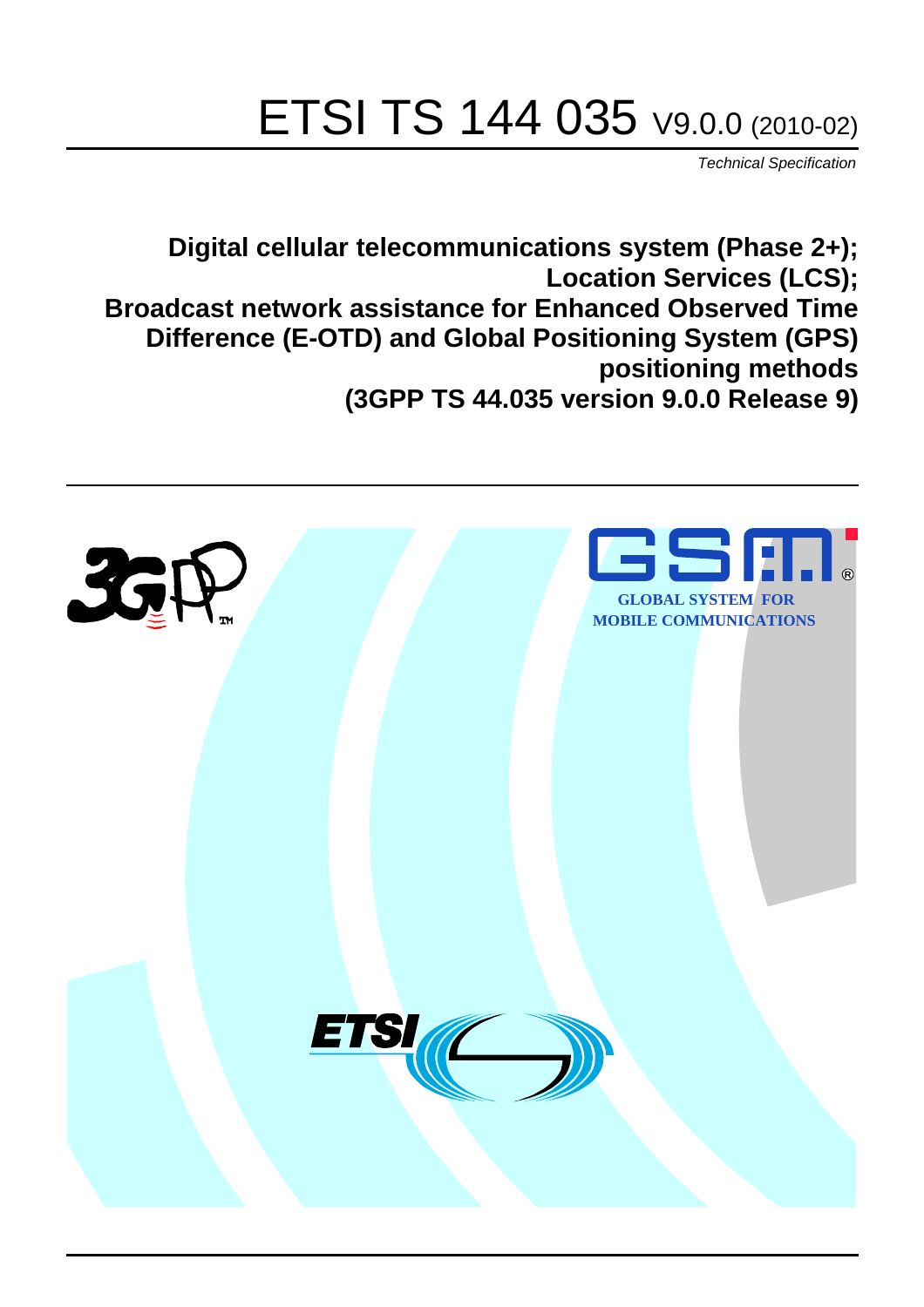# ETSI TS 144 035 V9.0.0 (2010-02)

*Technical Specification*

**Digital cellular telecommunications system (Phase 2+);**
**Location Services (LCS);**
**Broadcast network assistance for Enhanced Observed Time Difference (E-OTD) and Global Positioning System (GPS) positioning methods**
**(3GPP TS 44.035 version 9.0.0 Release 9)**

GLOBAL SYSTEM FOR MOBILE COMMUNICATIONS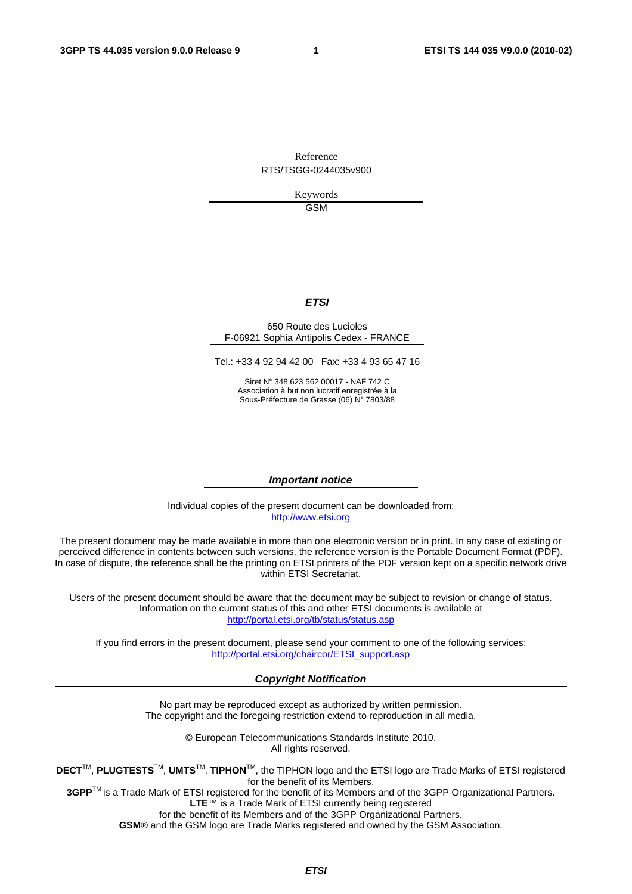Reference

RTS/TSGG-0244035v900

Keywords

GSM

***ETSI***

650 Route des Lucioles
F-06921 Sophia Antipolis Cedex - FRANCE

Tel.: +33 4 92 94 42 00 Fax: +33 4 93 65 47 16

Siret N° 348 623 562 00017 - NAF 742 C
Association à but non lucratif enregistrée à la
Sous-Préfecture de Grasse (06) N° 7803/88

***Important notice***

Individual copies of the present document can be downloaded from:
http://www.etsi.org

The present document may be made available in more than one electronic version or in print. In any case of existing or perceived difference in contents between such versions, the reference version is the Portable Document Format (PDF). In case of dispute, the reference shall be the printing on ETSI printers of the PDF version kept on a specific network drive within ETSI Secretariat.

Users of the present document should be aware that the document may be subject to revision or change of status. Information on the current status of this and other ETSI documents is available at
http://portal.etsi.org/tb/status/status.asp

If you find errors in the present document, please send your comment to one of the following services:
http://portal.etsi.org/chaircor/ETSI_support.asp

***Copyright Notification***

No part may be reproduced except as authorized by written permission.
The copyright and the foregoing restriction extend to reproduction in all media.

© European Telecommunications Standards Institute 2010.
All rights reserved.

**DECT**TM, **PLUGTESTS**TM, **UMTS**TM, **TIPHON**TM, the TIPHON logo and the ETSI logo are Trade Marks of ETSI registered for the benefit of its Members.
**3GPP**TM is a Trade Mark of ETSI registered for the benefit of its Members and of the 3GPP Organizational Partners.
**LTE**™ is a Trade Mark of ETSI currently being registered
for the benefit of its Members and of the 3GPP Organizational Partners.
**GSM**® and the GSM logo are Trade Marks registered and owned by the GSM Association.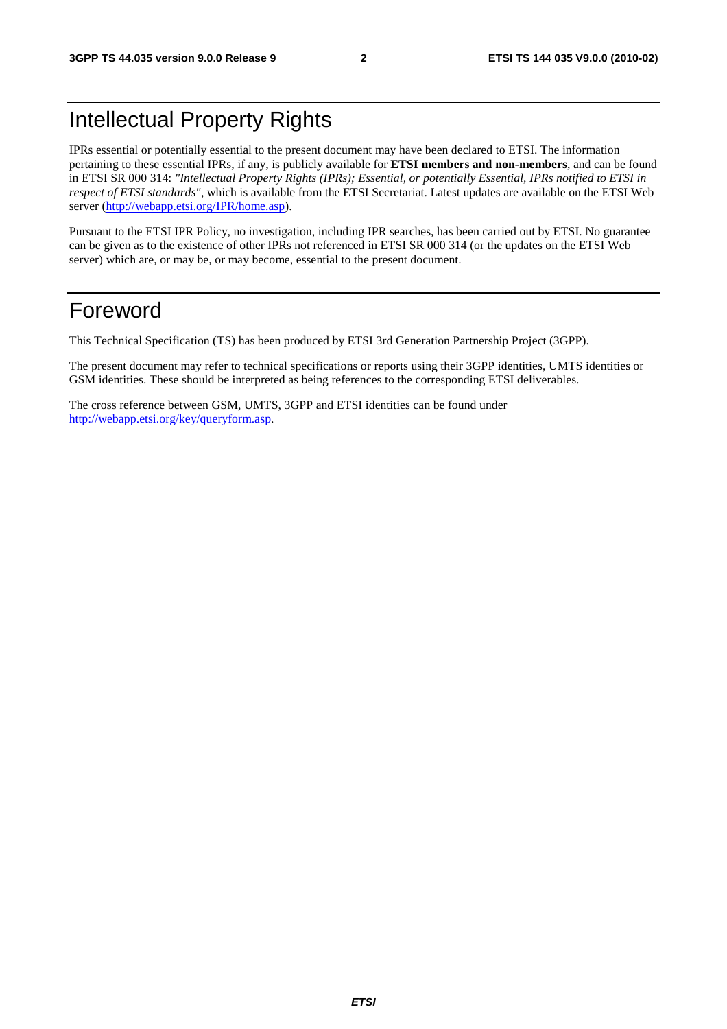# Intellectual Property Rights

IPRs essential or potentially essential to the present document may have been declared to ETSI. The information pertaining to these essential IPRs, if any, is publicly available for **ETSI members and non-members**, and can be found in ETSI SR 000 314: *"Intellectual Property Rights (IPRs); Essential, or potentially Essential, IPRs notified to ETSI in respect of ETSI standards"*, which is available from the ETSI Secretariat. Latest updates are available on the ETSI Web server (http://webapp.etsi.org/IPR/home.asp).

Pursuant to the ETSI IPR Policy, no investigation, including IPR searches, has been carried out by ETSI. No guarantee can be given as to the existence of other IPRs not referenced in ETSI SR 000 314 (or the updates on the ETSI Web server) which are, or may be, or may become, essential to the present document.

# Foreword

This Technical Specification (TS) has been produced by ETSI 3rd Generation Partnership Project (3GPP).

The present document may refer to technical specifications or reports using their 3GPP identities, UMTS identities or GSM identities. These should be interpreted as being references to the corresponding ETSI deliverables.

The cross reference between GSM, UMTS, 3GPP and ETSI identities can be found under http://webapp.etsi.org/key/queryform.asp.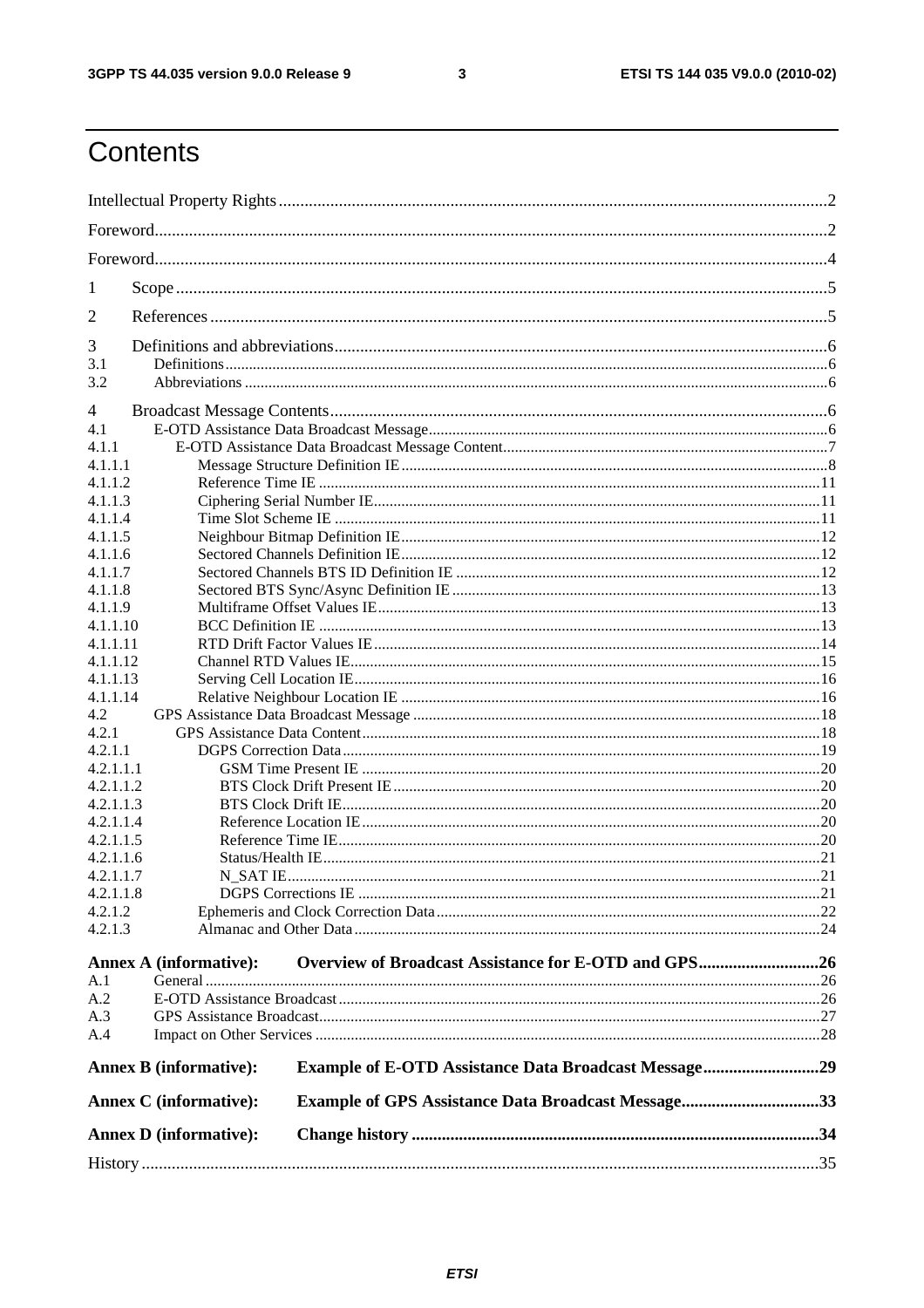# Contents

Intellectual Property Rights ........ 2

Foreword ........ 2

Foreword ........ 4

1 Scope ........ 5

2 References ........ 5

3 Definitions and abbreviations ........ 6
- 3.1 Definitions ........ 6
- 3.2 Abbreviations ........ 6

4 Broadcast Message Contents ........ 6
- 4.1 E-OTD Assistance Data Broadcast Message ........ 6
- 4.1.1 E-OTD Assistance Data Broadcast Message Content ........ 7
- 4.1.1.1 Message Structure Definition IE ........ 8
- 4.1.1.2 Reference Time IE ........ 11
- 4.1.1.3 Ciphering Serial Number IE ........ 11
- 4.1.1.4 Time Slot Scheme IE ........ 11
- 4.1.1.5 Neighbour Bitmap Definition IE ........ 12
- 4.1.1.6 Sectored Channels Definition IE ........ 12
- 4.1.1.7 Sectored Channels BTS ID Definition IE ........ 12
- 4.1.1.8 Sectored BTS Sync/Async Definition IE ........ 13
- 4.1.1.9 Multiframe Offset Values IE ........ 13
- 4.1.1.10 BCC Definition IE ........ 13
- 4.1.1.11 RTD Drift Factor Values IE ........ 14
- 4.1.1.12 Channel RTD Values IE ........ 15
- 4.1.1.13 Serving Cell Location IE ........ 16
- 4.1.1.14 Relative Neighbour Location IE ........ 16
- 4.2 GPS Assistance Data Broadcast Message ........ 18
- 4.2.1 GPS Assistance Data Content ........ 18
- 4.2.1.1 DGPS Correction Data ........ 19
- 4.2.1.1.1 GSM Time Present IE ........ 20
- 4.2.1.1.2 BTS Clock Drift Present IE ........ 20
- 4.2.1.1.3 BTS Clock Drift IE ........ 20
- 4.2.1.1.4 Reference Location IE ........ 20
- 4.2.1.1.5 Reference Time IE ........ 20
- 4.2.1.1.6 Status/Health IE ........ 21
- 4.2.1.1.7 N_SAT IE ........ 21
- 4.2.1.1.8 DGPS Corrections IE ........ 21
- 4.2.1.2 Ephemeris and Clock Correction Data ........ 22
- 4.2.1.3 Almanac and Other Data ........ 24

**Annex A (informative): Overview of Broadcast Assistance for E-OTD and GPS ........ 26**
- A.1 General ........ 26
- A.2 E-OTD Assistance Broadcast ........ 26
- A.3 GPS Assistance Broadcast ........ 27
- A.4 Impact on Other Services ........ 28

**Annex B (informative): Example of E-OTD Assistance Data Broadcast Message ........ 29**

**Annex C (informative): Example of GPS Assistance Data Broadcast Message ........ 33**

**Annex D (informative): Change history ........ 34**

History ........ 35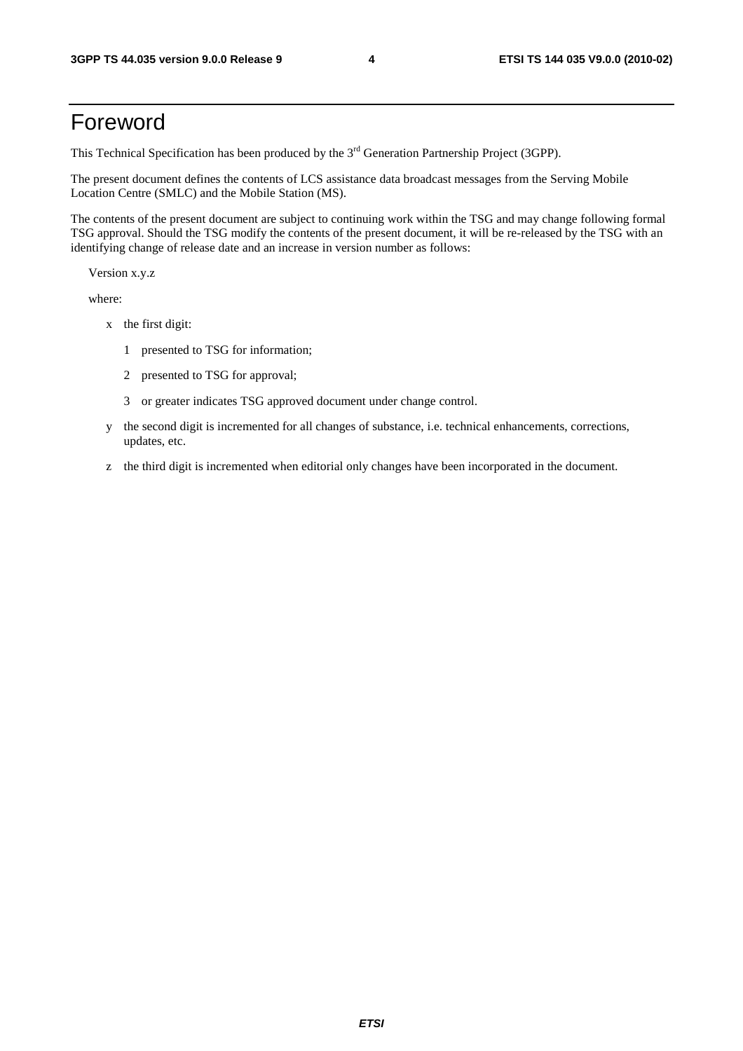# Foreword

This Technical Specification has been produced by the 3rd Generation Partnership Project (3GPP).

The present document defines the contents of LCS assistance data broadcast messages from the Serving Mobile Location Centre (SMLC) and the Mobile Station (MS).

The contents of the present document are subject to continuing work within the TSG and may change following formal TSG approval. Should the TSG modify the contents of the present document, it will be re-released by the TSG with an identifying change of release date and an increase in version number as follows:

Version x.y.z

where:

- x the first digit:
  - 1 presented to TSG for information;
  - 2 presented to TSG for approval;
  - 3 or greater indicates TSG approved document under change control.
- y the second digit is incremented for all changes of substance, i.e. technical enhancements, corrections, updates, etc.
- z the third digit is incremented when editorial only changes have been incorporated in the document.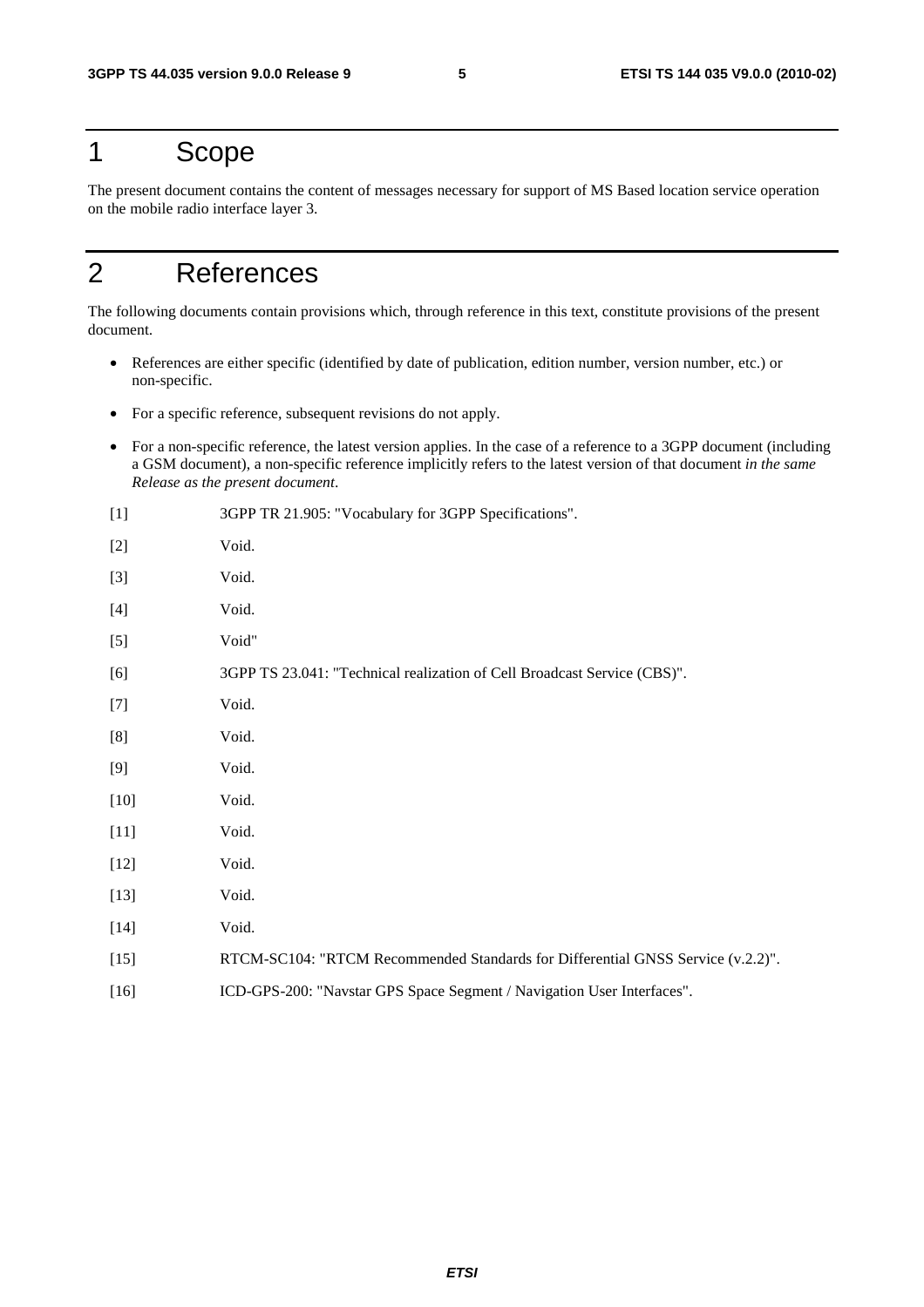# 1 Scope

The present document contains the content of messages necessary for support of MS Based location service operation on the mobile radio interface layer 3.

# 2 References

The following documents contain provisions which, through reference in this text, constitute provisions of the present document.

- References are either specific (identified by date of publication, edition number, version number, etc.) or non-specific.
- For a specific reference, subsequent revisions do not apply.
- For a non-specific reference, the latest version applies. In the case of a reference to a 3GPP document (including a GSM document), a non-specific reference implicitly refers to the latest version of that document *in the same Release as the present document*.

[1] 3GPP TR 21.905: "Vocabulary for 3GPP Specifications".

[2] Void.

[3] Void.

[4] Void.

[5] Void"

[6] 3GPP TS 23.041: "Technical realization of Cell Broadcast Service (CBS)".

[7] Void.

[8] Void.

[9] Void.

[10] Void.

[11] Void.

[12] Void.

[13] Void.

[14] Void.

[15] RTCM-SC104: "RTCM Recommended Standards for Differential GNSS Service (v.2.2)".

[16] ICD-GPS-200: "Navstar GPS Space Segment / Navigation User Interfaces".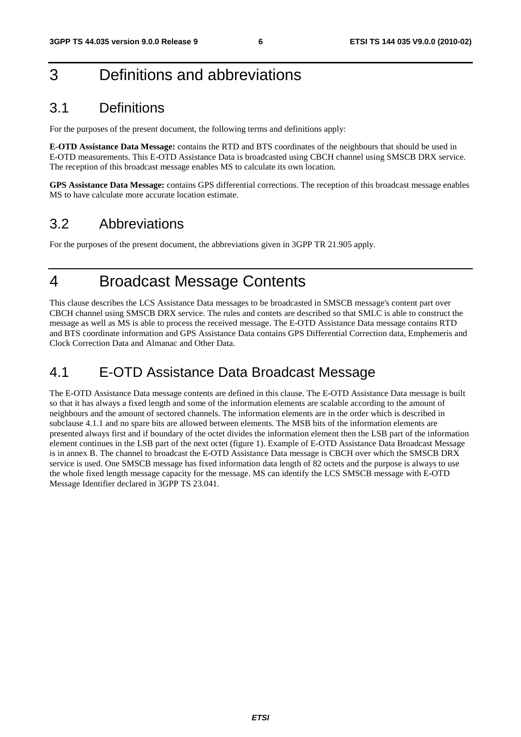# 3 Definitions and abbreviations

## 3.1 Definitions

For the purposes of the present document, the following terms and definitions apply:

**E-OTD Assistance Data Message:** contains the RTD and BTS coordinates of the neighbours that should be used in E-OTD measurements. This E-OTD Assistance Data is broadcasted using CBCH channel using SMSCB DRX service. The reception of this broadcast message enables MS to calculate its own location.

**GPS Assistance Data Message:** contains GPS differential corrections. The reception of this broadcast message enables MS to have calculate more accurate location estimate.

## 3.2 Abbreviations

For the purposes of the present document, the abbreviations given in 3GPP TR 21.905 apply.

# 4 Broadcast Message Contents

This clause describes the LCS Assistance Data messages to be broadcasted in SMSCB message's content part over CBCH channel using SMSCB DRX service. The rules and contets are described so that SMLC is able to construct the message as well as MS is able to process the received message. The E-OTD Assistance Data message contains RTD and BTS coordinate information and GPS Assistance Data contains GPS Differential Correction data, Emphemeris and Clock Correction Data and Almanac and Other Data.

## 4.1 E-OTD Assistance Data Broadcast Message

The E-OTD Assistance Data message contents are defined in this clause. The E-OTD Assistance Data message is built so that it has always a fixed length and some of the information elements are scalable according to the amount of neighbours and the amount of sectored channels. The information elements are in the order which is described in subclause 4.1.1 and no spare bits are allowed between elements. The MSB bits of the information elements are presented always first and if boundary of the octet divides the information element then the LSB part of the information element continues in the LSB part of the next octet (figure 1). Example of E-OTD Assistance Data Broadcast Message is in annex B. The channel to broadcast the E-OTD Assistance Data message is CBCH over which the SMSCB DRX service is used. One SMSCB message has fixed information data length of 82 octets and the purpose is always to use the whole fixed length message capacity for the message. MS can identify the LCS SMSCB message with E-OTD Message Identifier declared in 3GPP TS 23.041.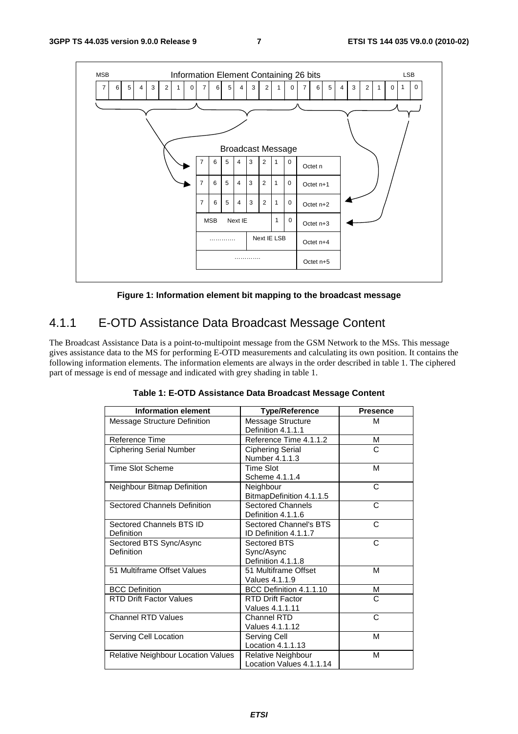Figure 1: Information element bit mapping to the broadcast message

## 4.1.1 E-OTD Assistance Data Broadcast Message Content

The Broadcast Assistance Data is a point-to-multipoint message from the GSM Network to the MSs. This message gives assistance data to the MS for performing E-OTD measurements and calculating its own position. It contains the following information elements. The information elements are always in the order described in table 1. The ciphered part of message is end of message and indicated with grey shading in table 1.

**Table 1: E-OTD Assistance Data Broadcast Message Content**

| Information element | Type/Reference | Presence |
|---|---|---|
| Message Structure Definition | Message Structure Definition 4.1.1.1 | M |
| Reference Time | Reference Time 4.1.1.2 | M |
| Ciphering Serial Number | Ciphering Serial Number 4.1.1.3 | C |
| Time Slot Scheme | Time Slot Scheme 4.1.1.4 | M |
| Neighbour Bitmap Definition | Neighbour BitmapDefinition 4.1.1.5 | C |
| Sectored Channels Definition | Sectored Channels Definition 4.1.1.6 | C |
| Sectored Channels BTS ID Definition | Sectored Channel's BTS ID Definition 4.1.1.7 | C |
| Sectored BTS Sync/Async Definition | Sectored BTS Sync/Async Definition 4.1.1.8 | C |
| 51 Multiframe Offset Values | 51 Multiframe Offset Values 4.1.1.9 | M |
| BCC Definition | BCC Definition 4.1.1.10 | M |
| RTD Drift Factor Values | RTD Drift Factor Values 4.1.1.11 | C |
| Channel RTD Values | Channel RTD Values 4.1.1.12 | C |
| Serving Cell Location | Serving Cell Location 4.1.1.13 | M |
| Relative Neighbour Location Values | Relative Neighbour Location Values 4.1.1.14 | M |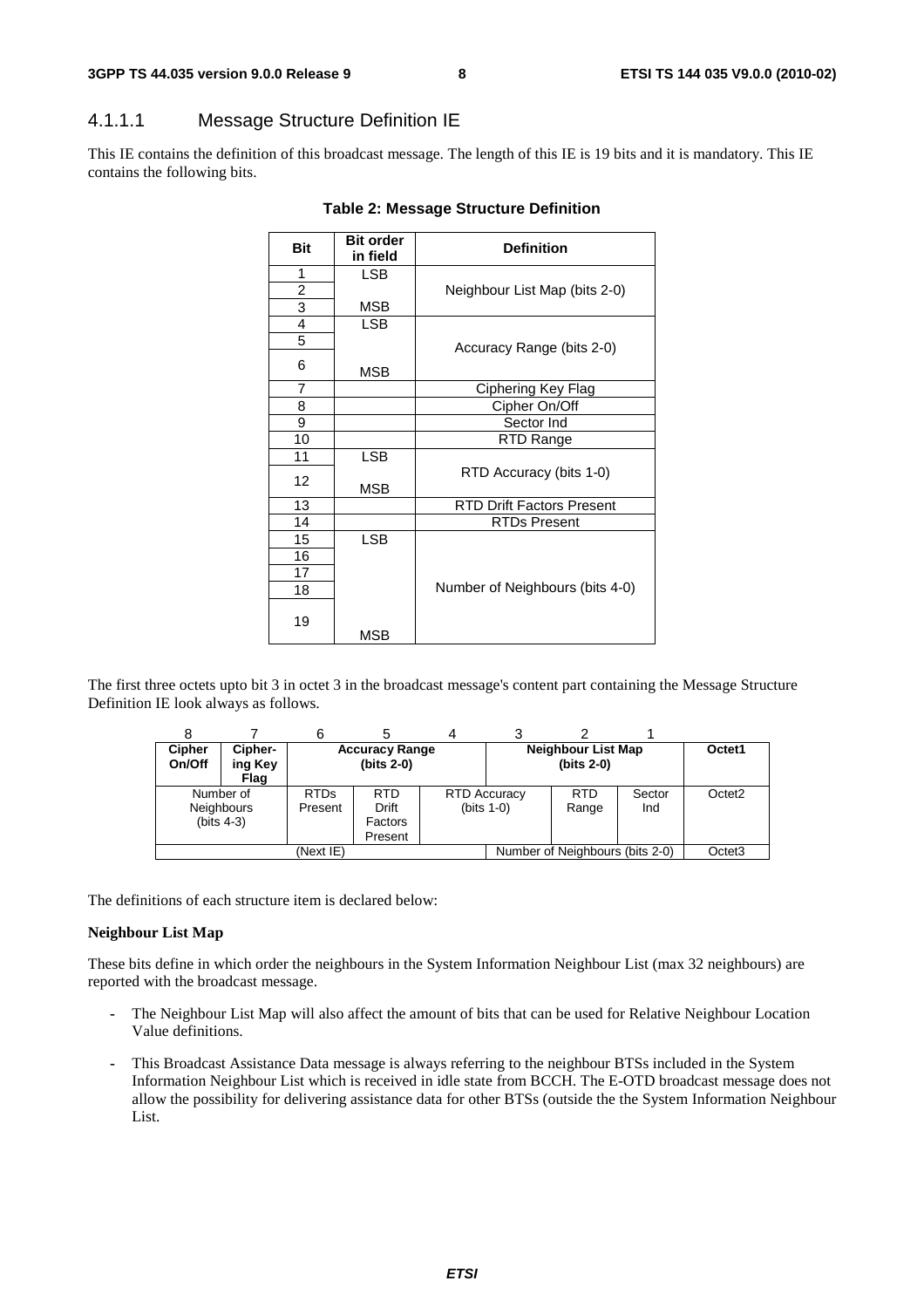#### 4.1.1.1 Message Structure Definition IE

This IE contains the definition of this broadcast message. The length of this IE is 19 bits and it is mandatory. This IE contains the following bits.

**Table 2: Message Structure Definition**

| Bit | Bit order in field | Definition |
|---|---|---|
| 1 | LSB | Neighbour List Map (bits 2-0) |
| 2 | | |
| 3 | MSB | |
| 4 | LSB | Accuracy Range (bits 2-0) |
| 5 | | |
| 6 | MSB | |
| 7 | | Ciphering Key Flag |
| 8 | | Cipher On/Off |
| 9 | | Sector Ind |
| 10 | | RTD Range |
| 11 | LSB | RTD Accuracy (bits 1-0) |
| 12 | MSB | |
| 13 | | RTD Drift Factors Present |
| 14 | | RTDs Present |
| 15 | LSB | Number of Neighbours (bits 4-0) |
| 16 | | |
| 17 | | |
| 18 | | |
| 19 | MSB | |

The first three octets upto bit 3 in octet 3 in the broadcast message's content part containing the Message Structure Definition IE look always as follows.

| 8 | 7 | 6 | 5 | 4 | 3 | 2 | 1 | |
|---|---|---|---|---|---|---|---|---|
| **Cipher On/Off** | **Cipher-ing Key Flag** | **Accuracy Range (bits 2-0)** | | | **Neighbour List Map (bits 2-0)** | | | **Octet1** |
| Number of Neighbours (bits 4-3) | | RTDs Present | RTD Drift Factors Present | RTD Accuracy (bits 1-0) | | RTD Range | Sector Ind | Octet2 |
| (Next IE) | | | | | Number of Neighbours (bits 2-0) | | | Octet3 |

The definitions of each structure item is declared below:

**Neighbour List Map**

These bits define in which order the neighbours in the System Information Neighbour List (max 32 neighbours) are reported with the broadcast message.

- The Neighbour List Map will also affect the amount of bits that can be used for Relative Neighbour Location Value definitions.
- This Broadcast Assistance Data message is always referring to the neighbour BTSs included in the System Information Neighbour List which is received in idle state from BCCH. The E-OTD broadcast message does not allow the possibility for delivering assistance data for other BTSs (outside the the System Information Neighbour List.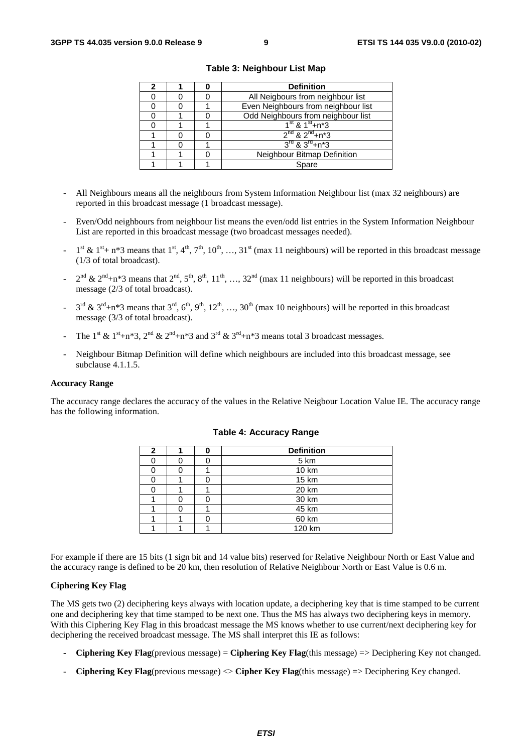**Table 3: Neighbour List Map**

| 2 | 1 | 0 | Definition |
|---|---|---|---|
| 0 | 0 | 0 | All Neigbours from neighbour list |
| 0 | 0 | 1 | Even Neighbours from neighbour list |
| 0 | 1 | 0 | Odd Neighbours from neighbour list |
| 0 | 1 | 1 | $1^{st}$ & $1^{st}$+n*3 |
| 1 | 0 | 0 | $2^{nd}$ & $2^{nd}$+n*3 |
| 1 | 0 | 1 | $3^{rd}$ & $3^{rd}$+n*3 |
| 1 | 1 | 0 | Neighbour Bitmap Definition |
| 1 | 1 | 1 | Spare |

- All Neighbours means all the neighbours from System Information Neighbour list (max 32 neighbours) are reported in this broadcast message (1 broadcast message).
- Even/Odd neighbours from neighbour list means the even/odd list entries in the System Information Neighbour List are reported in this broadcast message (two broadcast messages needed).
- $1^{st}$ & $1^{st}$+ n*3 means that $1^{st}$, $4^{th}$, $7^{th}$, $10^{th}$, …, $31^{st}$ (max 11 neighbours) will be reported in this broadcast message (1/3 of total broadcast).
- $2^{nd}$ & $2^{nd}$+n*3 means that $2^{nd}$, $5^{th}$, $8^{th}$, $11^{th}$, …, $32^{nd}$ (max 11 neighbours) will be reported in this broadcast message (2/3 of total broadcast).
- $3^{rd}$ & $3^{rd}$+n*3 means that $3^{rd}$, $6^{th}$, $9^{th}$, $12^{th}$, …, $30^{th}$ (max 10 neighbours) will be reported in this broadcast message (3/3 of total broadcast).
- The $1^{st}$ & $1^{st}$+n*3, $2^{nd}$ & $2^{nd}$+n*3 and $3^{rd}$ & $3^{rd}$+n*3 means total 3 broadcast messages.
- Neighbour Bitmap Definition will define which neighbours are included into this broadcast message, see subclause 4.1.1.5.

**Accuracy Range**

The accuracy range declares the accuracy of the values in the Relative Neigbour Location Value IE. The accuracy range has the following information.

**Table 4: Accuracy Range**

| 2 | 1 | 0 | Definition |
|---|---|---|---|
| 0 | 0 | 0 | 5 km |
| 0 | 0 | 1 | 10 km |
| 0 | 1 | 0 | 15 km |
| 0 | 1 | 1 | 20 km |
| 1 | 0 | 0 | 30 km |
| 1 | 0 | 1 | 45 km |
| 1 | 1 | 0 | 60 km |
| 1 | 1 | 1 | 120 km |

For example if there are 15 bits (1 sign bit and 14 value bits) reserved for Relative Neighbour North or East Value and the accuracy range is defined to be 20 km, then resolution of Relative Neighbour North or East Value is 0.6 m.

**Ciphering Key Flag**

The MS gets two (2) deciphering keys always with location update, a deciphering key that is time stamped to be current one and deciphering key that time stamped to be next one. Thus the MS has always two deciphering keys in memory. With this Ciphering Key Flag in this broadcast message the MS knows whether to use current/next deciphering key for deciphering the received broadcast message. The MS shall interpret this IE as follows:

- **Ciphering Key Flag**(previous message) = **Ciphering Key Flag**(this message) => Deciphering Key not changed.
- **Ciphering Key Flag**(previous message) <> **Cipher Key Flag**(this message) => Deciphering Key changed.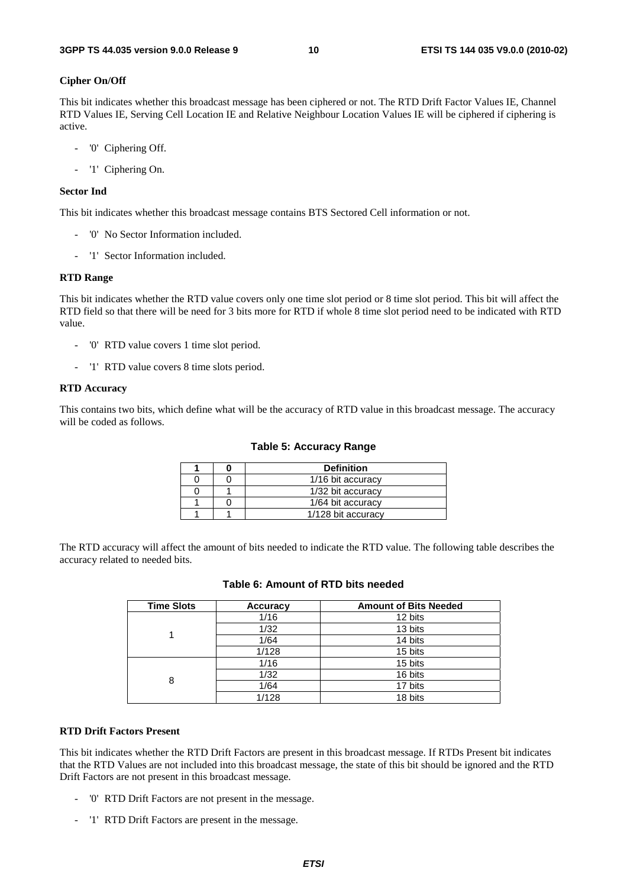**Cipher On/Off**

This bit indicates whether this broadcast message has been ciphered or not. The RTD Drift Factor Values IE, Channel RTD Values IE, Serving Cell Location IE and Relative Neighbour Location Values IE will be ciphered if ciphering is active.

- '0' Ciphering Off.
- '1' Ciphering On.

**Sector Ind**

This bit indicates whether this broadcast message contains BTS Sectored Cell information or not.

- '0' No Sector Information included.
- '1' Sector Information included.

**RTD Range**

This bit indicates whether the RTD value covers only one time slot period or 8 time slot period. This bit will affect the RTD field so that there will be need for 3 bits more for RTD if whole 8 time slot period need to be indicated with RTD value.

- '0' RTD value covers 1 time slot period.
- '1' RTD value covers 8 time slots period.

**RTD Accuracy**

This contains two bits, which define what will be the accuracy of RTD value in this broadcast message. The accuracy will be coded as follows.

**Table 5: Accuracy Range**

| 1 | 0 | Definition |
|---|---|---|
| 0 | 0 | 1/16 bit accuracy |
| 0 | 1 | 1/32 bit accuracy |
| 1 | 0 | 1/64 bit accuracy |
| 1 | 1 | 1/128 bit accuracy |

The RTD accuracy will affect the amount of bits needed to indicate the RTD value. The following table describes the accuracy related to needed bits.

**Table 6: Amount of RTD bits needed**

| Time Slots | Accuracy | Amount of Bits Needed |
|---|---|---|
| 1 | 1/16 | 12 bits |
| | 1/32 | 13 bits |
| | 1/64 | 14 bits |
| | 1/128 | 15 bits |
| 8 | 1/16 | 15 bits |
| | 1/32 | 16 bits |
| | 1/64 | 17 bits |
| | 1/128 | 18 bits |

**RTD Drift Factors Present**

This bit indicates whether the RTD Drift Factors are present in this broadcast message. If RTDs Present bit indicates that the RTD Values are not included into this broadcast message, the state of this bit should be ignored and the RTD Drift Factors are not present in this broadcast message.

- '0' RTD Drift Factors are not present in the message.
- '1' RTD Drift Factors are present in the message.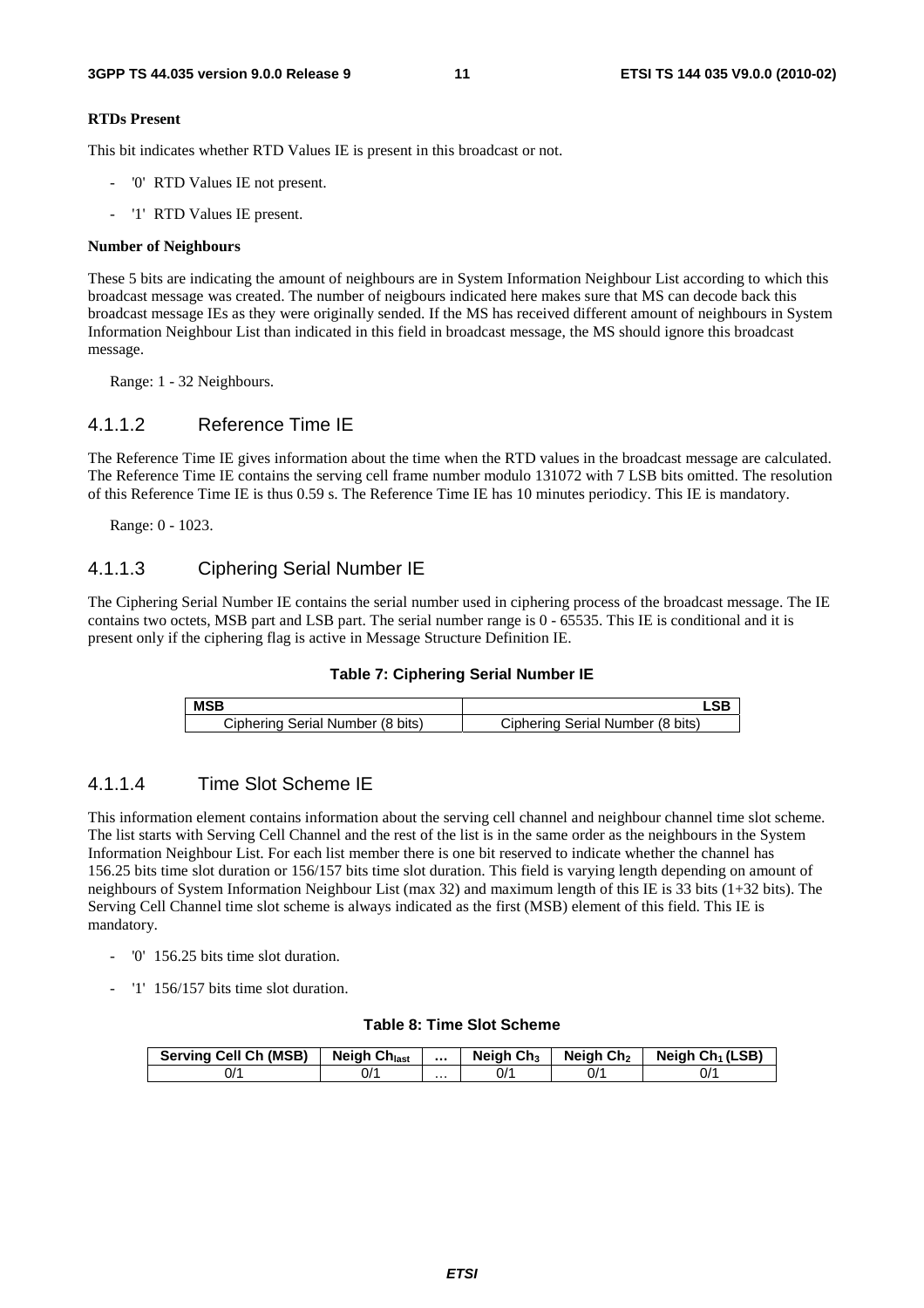**RTDs Present**

This bit indicates whether RTD Values IE is present in this broadcast or not.

- '0' RTD Values IE not present.
- '1' RTD Values IE present.

**Number of Neighbours**

These 5 bits are indicating the amount of neighbours are in System Information Neighbour List according to which this broadcast message was created. The number of neigbours indicated here makes sure that MS can decode back this broadcast message IEs as they were originally sended. If the MS has received different amount of neighbours in System Information Neighbour List than indicated in this field in broadcast message, the MS should ignore this broadcast message.

Range: 1 - 32 Neighbours.

#### 4.1.1.2 Reference Time IE

The Reference Time IE gives information about the time when the RTD values in the broadcast message are calculated. The Reference Time IE contains the serving cell frame number modulo 131072 with 7 LSB bits omitted. The resolution of this Reference Time IE is thus 0.59 s. The Reference Time IE has 10 minutes periodicy. This IE is mandatory.

Range: 0 - 1023.

#### 4.1.1.3 Ciphering Serial Number IE

The Ciphering Serial Number IE contains the serial number used in ciphering process of the broadcast message. The IE contains two octets, MSB part and LSB part. The serial number range is 0 - 65535. This IE is conditional and it is present only if the ciphering flag is active in Message Structure Definition IE.

**Table 7: Ciphering Serial Number IE**

| MSB | LSB |
|---|---|
| Ciphering Serial Number (8 bits) | Ciphering Serial Number (8 bits) |

#### 4.1.1.4 Time Slot Scheme IE

This information element contains information about the serving cell channel and neighbour channel time slot scheme. The list starts with Serving Cell Channel and the rest of the list is in the same order as the neighbours in the System Information Neighbour List. For each list member there is one bit reserved to indicate whether the channel has 156.25 bits time slot duration or 156/157 bits time slot duration. This field is varying length depending on amount of neighbours of System Information Neighbour List (max 32) and maximum length of this IE is 33 bits (1+32 bits). The Serving Cell Channel time slot scheme is always indicated as the first (MSB) element of this field. This IE is mandatory.

- '0' 156.25 bits time slot duration.
- '1' 156/157 bits time slot duration.

**Table 8: Time Slot Scheme**

| Serving Cell Ch (MSB) | Neigh $Ch_{last}$ | … | Neigh $Ch_3$ | Neigh $Ch_2$ | Neigh $Ch_1$ (LSB) |
|---|---|---|---|---|---|
| 0/1 | 0/1 | … | 0/1 | 0/1 | 0/1 |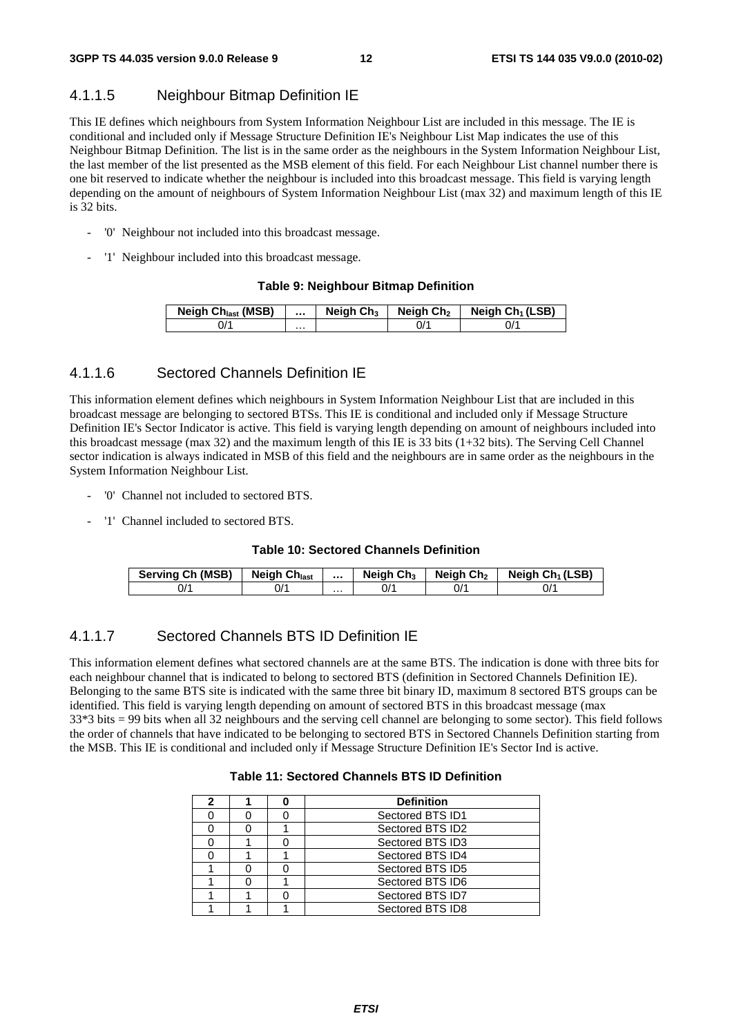#### 4.1.1.5 Neighbour Bitmap Definition IE

This IE defines which neighbours from System Information Neighbour List are included in this message. The IE is conditional and included only if Message Structure Definition IE's Neighbour List Map indicates the use of this Neighbour Bitmap Definition. The list is in the same order as the neighbours in the System Information Neighbour List, the last member of the list presented as the MSB element of this field. For each Neighbour List channel number there is one bit reserved to indicate whether the neighbour is included into this broadcast message. This field is varying length depending on the amount of neighbours of System Information Neighbour List (max 32) and maximum length of this IE is 32 bits.

- '0' Neighbour not included into this broadcast message.
- '1' Neighbour included into this broadcast message.

**Table 9: Neighbour Bitmap Definition**

| Neigh $Ch_{last}$ (MSB) | … | Neigh $Ch_3$ | Neigh $Ch_2$ | Neigh $Ch_1$ (LSB) |
|---|---|---|---|---|
| 0/1 | … | | 0/1 | 0/1 |

#### 4.1.1.6 Sectored Channels Definition IE

This information element defines which neighbours in System Information Neighbour List that are included in this broadcast message are belonging to sectored BTSs. This IE is conditional and included only if Message Structure Definition IE's Sector Indicator is active. This field is varying length depending on amount of neighbours included into this broadcast message (max 32) and the maximum length of this IE is 33 bits (1+32 bits). The Serving Cell Channel sector indication is always indicated in MSB of this field and the neighbours are in same order as the neighbours in the System Information Neighbour List.

- '0' Channel not included to sectored BTS.
- '1' Channel included to sectored BTS.

**Table 10: Sectored Channels Definition**

| Serving Ch (MSB) | Neigh $Ch_{last}$ | … | Neigh $Ch_3$ | Neigh $Ch_2$ | Neigh $Ch_1$ (LSB) |
|---|---|---|---|---|---|
| 0/1 | 0/1 | … | 0/1 | 0/1 | 0/1 |

#### 4.1.1.7 Sectored Channels BTS ID Definition IE

This information element defines what sectored channels are at the same BTS. The indication is done with three bits for each neighbour channel that is indicated to belong to sectored BTS (definition in Sectored Channels Definition IE). Belonging to the same BTS site is indicated with the same three bit binary ID, maximum 8 sectored BTS groups can be identified. This field is varying length depending on amount of sectored BTS in this broadcast message (max 33*3 bits = 99 bits when all 32 neighbours and the serving cell channel are belonging to some sector). This field follows the order of channels that have indicated to be belonging to sectored BTS in Sectored Channels Definition starting from the MSB. This IE is conditional and included only if Message Structure Definition IE's Sector Ind is active.

**Table 11: Sectored Channels BTS ID Definition**

| 2 | 1 | 0 | Definition |
|---|---|---|---|
| 0 | 0 | 0 | Sectored BTS ID1 |
| 0 | 0 | 1 | Sectored BTS ID2 |
| 0 | 1 | 0 | Sectored BTS ID3 |
| 0 | 1 | 1 | Sectored BTS ID4 |
| 1 | 0 | 0 | Sectored BTS ID5 |
| 1 | 0 | 1 | Sectored BTS ID6 |
| 1 | 1 | 0 | Sectored BTS ID7 |
| 1 | 1 | 1 | Sectored BTS ID8 |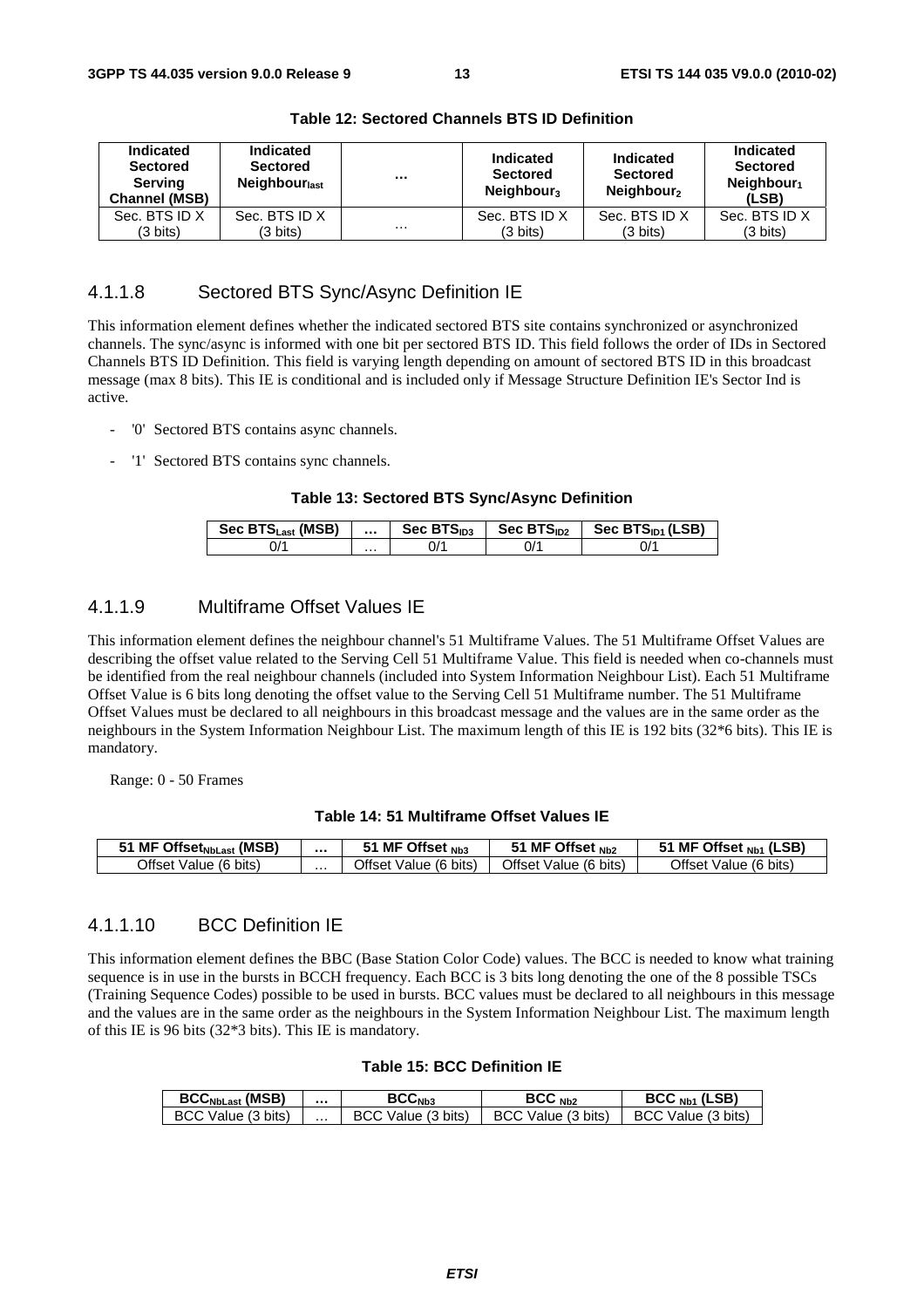**Table 12: Sectored Channels BTS ID Definition**

| Indicated Sectored Serving Channel (MSB) | Indicated Sectored $Neighbour_{last}$ | ... | Indicated Sectored $Neighbour_3$ | Indicated Sectored $Neighbour_2$ | Indicated Sectored $Neighbour_1$ (LSB) |
|---|---|---|---|---|---|
| Sec. BTS ID X (3 bits) | Sec. BTS ID X (3 bits) | ... | Sec. BTS ID X (3 bits) | Sec. BTS ID X (3 bits) | Sec. BTS ID X (3 bits) |

#### 4.1.1.8 Sectored BTS Sync/Async Definition IE

This information element defines whether the indicated sectored BTS site contains synchronized or asynchronized channels. The sync/async is informed with one bit per sectored BTS ID. This field follows the order of IDs in Sectored Channels BTS ID Definition. This field is varying length depending on amount of sectored BTS ID in this broadcast message (max 8 bits). This IE is conditional and is included only if Message Structure Definition IE's Sector Ind is active.

- '0' Sectored BTS contains async channels.
- '1' Sectored BTS contains sync channels.

**Table 13: Sectored BTS Sync/Async Definition**

| Sec $BTS_{Last}$ (MSB) | ... | Sec $BTS_{ID3}$ | Sec $BTS_{ID2}$ | Sec $BTS_{ID1}$ (LSB) |
|---|---|---|---|---|
| 0/1 | ... | 0/1 | 0/1 | 0/1 |

#### 4.1.1.9 Multiframe Offset Values IE

This information element defines the neighbour channel's 51 Multiframe Values. The 51 Multiframe Offset Values are describing the offset value related to the Serving Cell 51 Multiframe Value. This field is needed when co-channels must be identified from the real neighbour channels (included into System Information Neighbour List). Each 51 Multiframe Offset Value is 6 bits long denoting the offset value to the Serving Cell 51 Multiframe number. The 51 Multiframe Offset Values must be declared to all neighbours in this broadcast message and the values are in the same order as the neighbours in the System Information Neighbour List. The maximum length of this IE is 192 bits (32*6 bits). This IE is mandatory.

Range: 0 - 50 Frames

**Table 14: 51 Multiframe Offset Values IE**

| 51 MF $Offset_{NbLast}$ (MSB) | ... | 51 MF Offset $_{Nb3}$ | 51 MF Offset $_{Nb2}$ | 51 MF Offset $_{Nb1}$ (LSB) |
|---|---|---|---|---|
| Offset Value (6 bits) | ... | Offset Value (6 bits) | Offset Value (6 bits) | Offset Value (6 bits) |

#### 4.1.1.10 BCC Definition IE

This information element defines the BBC (Base Station Color Code) values. The BCC is needed to know what training sequence is in use in the bursts in BCCH frequency. Each BCC is 3 bits long denoting the one of the 8 possible TSCs (Training Sequence Codes) possible to be used in bursts. BCC values must be declared to all neighbours in this message and the values are in the same order as the neighbours in the System Information Neighbour List. The maximum length of this IE is 96 bits (32*3 bits). This IE is mandatory.

**Table 15: BCC Definition IE**

| $BCC_{NbLast}$ (MSB) | ... | $BCC_{Nb3}$ | BCC $_{Nb2}$ | BCC $_{Nb1}$ (LSB) |
|---|---|---|---|---|
| BCC Value (3 bits) | ... | BCC Value (3 bits) | BCC Value (3 bits) | BCC Value (3 bits) |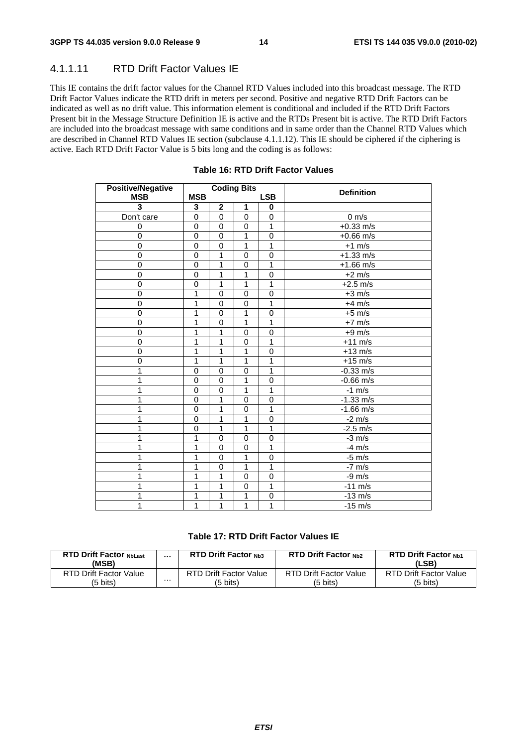### 4.1.1.11 RTD Drift Factor Values IE

This IE contains the drift factor values for the Channel RTD Values included into this broadcast message. The RTD Drift Factor Values indicate the RTD drift in meters per second. Positive and negative RTD Drift Factors can be indicated as well as no drift value. This information element is conditional and included if the RTD Drift Factors Present bit in the Message Structure Definition IE is active and the RTDs Present bit is active. The RTD Drift Factors are included into the broadcast message with same conditions and in same order than the Channel RTD Values which are described in Channel RTD Values IE section (subclause 4.1.1.12). This IE should be ciphered if the ciphering is active. Each RTD Drift Factor Value is 5 bits long and the coding is as follows:

**Table 16: RTD Drift Factor Values**

| Positive/Negative MSB | Coding Bits MSB | | | LSB | Definition |
|---|---|---|---|---|---|
| **3** | **3** | **2** | **1** | **0** | |
| Don't care | 0 | 0 | 0 | 0 | 0 m/s |
| 0 | 0 | 0 | 0 | 1 | +0.33 m/s |
| 0 | 0 | 0 | 1 | 0 | +0.66 m/s |
| 0 | 0 | 0 | 1 | 1 | +1 m/s |
| 0 | 0 | 1 | 0 | 0 | +1.33 m/s |
| 0 | 0 | 1 | 0 | 1 | +1.66 m/s |
| 0 | 0 | 1 | 1 | 0 | +2 m/s |
| 0 | 0 | 1 | 1 | 1 | +2.5 m/s |
| 0 | 1 | 0 | 0 | 0 | +3 m/s |
| 0 | 1 | 0 | 0 | 1 | +4 m/s |
| 0 | 1 | 0 | 1 | 0 | +5 m/s |
| 0 | 1 | 0 | 1 | 1 | +7 m/s |
| 0 | 1 | 1 | 0 | 0 | +9 m/s |
| 0 | 1 | 1 | 0 | 1 | +11 m/s |
| 0 | 1 | 1 | 1 | 0 | +13 m/s |
| 0 | 1 | 1 | 1 | 1 | +15 m/s |
| 1 | 0 | 0 | 0 | 1 | -0.33 m/s |
| 1 | 0 | 0 | 1 | 0 | -0.66 m/s |
| 1 | 0 | 0 | 1 | 1 | -1 m/s |
| 1 | 0 | 1 | 0 | 0 | -1.33 m/s |
| 1 | 0 | 1 | 0 | 1 | -1.66 m/s |
| 1 | 0 | 1 | 1 | 0 | -2 m/s |
| 1 | 0 | 1 | 1 | 1 | -2.5 m/s |
| 1 | 1 | 0 | 0 | 0 | -3 m/s |
| 1 | 1 | 0 | 0 | 1 | -4 m/s |
| 1 | 1 | 0 | 1 | 0 | -5 m/s |
| 1 | 1 | 0 | 1 | 1 | -7 m/s |
| 1 | 1 | 1 | 0 | 0 | -9 m/s |
| 1 | 1 | 1 | 0 | 1 | -11 m/s |
| 1 | 1 | 1 | 1 | 0 | -13 m/s |
| 1 | 1 | 1 | 1 | 1 | -15 m/s |

**Table 17: RTD Drift Factor Values IE**

| RTD Drift Factor $_{NbLast}$ (MSB) | ... | RTD Drift Factor $_{Nb3}$ | RTD Drift Factor $_{Nb2}$ | RTD Drift Factor $_{Nb1}$ (LSB) |
|---|---|---|---|---|
| RTD Drift Factor Value (5 bits) | ... | RTD Drift Factor Value (5 bits) | RTD Drift Factor Value (5 bits) | RTD Drift Factor Value (5 bits) |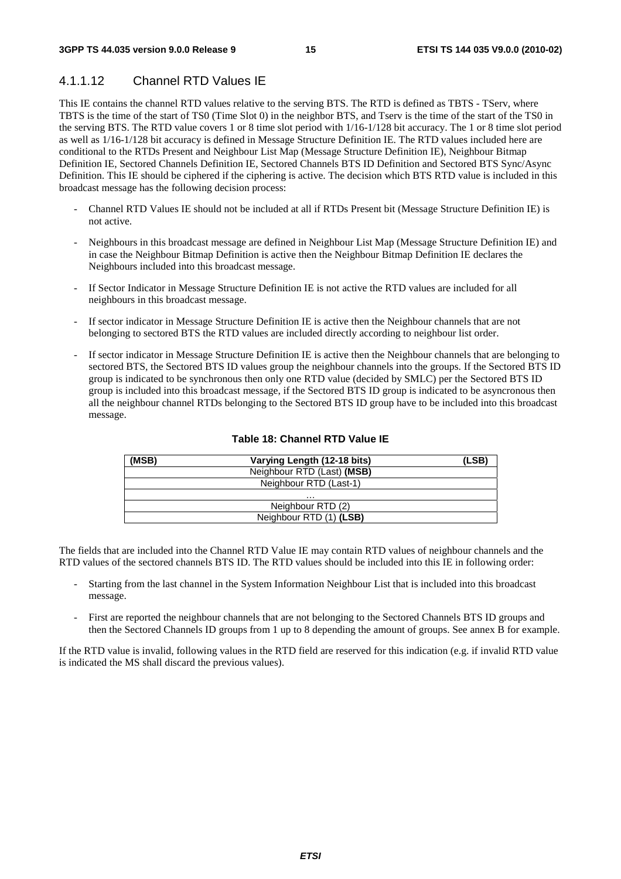#### 4.1.1.12 Channel RTD Values IE

This IE contains the channel RTD values relative to the serving BTS. The RTD is defined as TBTS - TServ, where TBTS is the time of the start of TS0 (Time Slot 0) in the neighbor BTS, and Tserv is the time of the start of the TS0 in the serving BTS. The RTD value covers 1 or 8 time slot period with 1/16-1/128 bit accuracy. The 1 or 8 time slot period as well as 1/16-1/128 bit accuracy is defined in Message Structure Definition IE. The RTD values included here are conditional to the RTDs Present and Neighbour List Map (Message Structure Definition IE), Neighbour Bitmap Definition IE, Sectored Channels Definition IE, Sectored Channels BTS ID Definition and Sectored BTS Sync/Async Definition. This IE should be ciphered if the ciphering is active. The decision which BTS RTD value is included in this broadcast message has the following decision process:

- Channel RTD Values IE should not be included at all if RTDs Present bit (Message Structure Definition IE) is not active.
- Neighbours in this broadcast message are defined in Neighbour List Map (Message Structure Definition IE) and in case the Neighbour Bitmap Definition is active then the Neighbour Bitmap Definition IE declares the Neighbours included into this broadcast message.
- If Sector Indicator in Message Structure Definition IE is not active the RTD values are included for all neighbours in this broadcast message.
- If sector indicator in Message Structure Definition IE is active then the Neighbour channels that are not belonging to sectored BTS the RTD values are included directly according to neighbour list order.
- If sector indicator in Message Structure Definition IE is active then the Neighbour channels that are belonging to sectored BTS, the Sectored BTS ID values group the neighbour channels into the groups. If the Sectored BTS ID group is indicated to be synchronous then only one RTD value (decided by SMLC) per the Sectored BTS ID group is included into this broadcast message, if the Sectored BTS ID group is indicated to be asyncronous then all the neighbour channel RTDs belonging to the Sectored BTS ID group have to be included into this broadcast message.

**Table 18: Channel RTD Value IE**

| (MSB) Varying Length (12-18 bits) (LSB) |
|---|
| Neighbour RTD (Last) **(MSB)** |
| Neighbour RTD (Last-1) |
| … |
| Neighbour RTD (2) |
| Neighbour RTD (1) **(LSB)** |

The fields that are included into the Channel RTD Value IE may contain RTD values of neighbour channels and the RTD values of the sectored channels BTS ID. The RTD values should be included into this IE in following order:

- Starting from the last channel in the System Information Neighbour List that is included into this broadcast message.
- First are reported the neighbour channels that are not belonging to the Sectored Channels BTS ID groups and then the Sectored Channels ID groups from 1 up to 8 depending the amount of groups. See annex B for example.

If the RTD value is invalid, following values in the RTD field are reserved for this indication (e.g. if invalid RTD value is indicated the MS shall discard the previous values).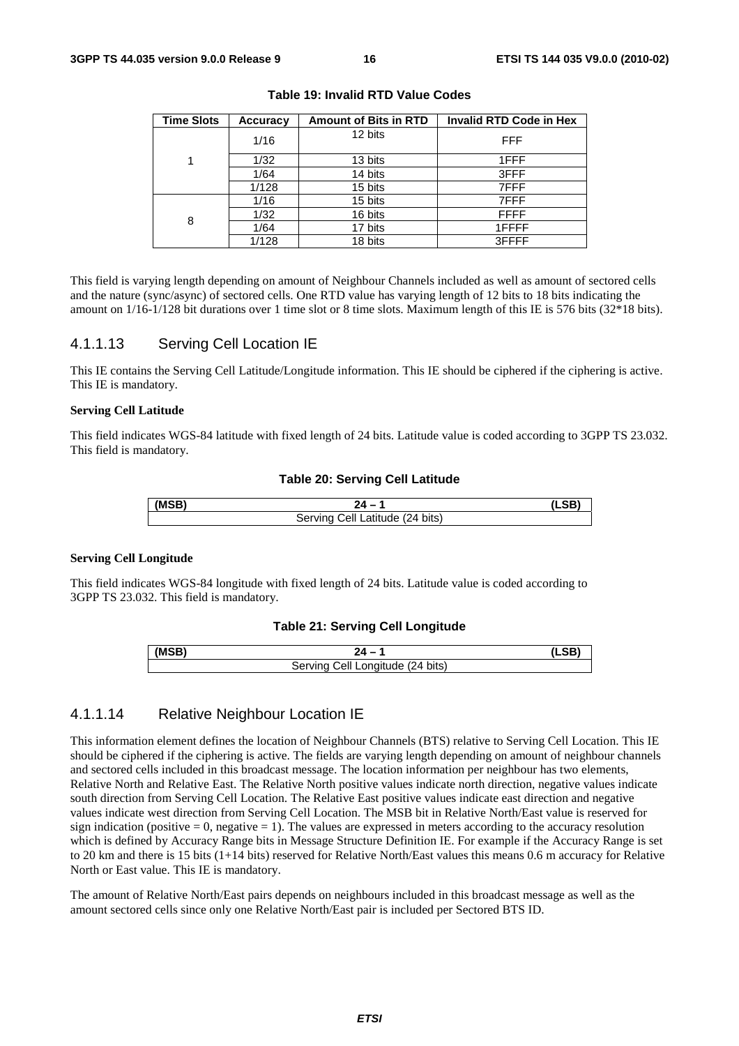**Table 19: Invalid RTD Value Codes**

| Time Slots | Accuracy | Amount of Bits in RTD | Invalid RTD Code in Hex |
|---|---|---|---|
| 1 | 1/16 | 12 bits | FFF |
| | 1/32 | 13 bits | 1FFF |
| | 1/64 | 14 bits | 3FFF |
| | 1/128 | 15 bits | 7FFF |
| 8 | 1/16 | 15 bits | 7FFF |
| | 1/32 | 16 bits | FFFF |
| | 1/64 | 17 bits | 1FFFF |
| | 1/128 | 18 bits | 3FFFF |

This field is varying length depending on amount of Neighbour Channels included as well as amount of sectored cells and the nature (sync/async) of sectored cells. One RTD value has varying length of 12 bits to 18 bits indicating the amount on 1/16-1/128 bit durations over 1 time slot or 8 time slots. Maximum length of this IE is 576 bits (32*18 bits).

### 4.1.1.13 Serving Cell Location IE

This IE contains the Serving Cell Latitude/Longitude information. This IE should be ciphered if the ciphering is active. This IE is mandatory.

**Serving Cell Latitude**

This field indicates WGS-84 latitude with fixed length of 24 bits. Latitude value is coded according to 3GPP TS 23.032. This field is mandatory.

**Table 20: Serving Cell Latitude**

| (MSB) | 24 – 1 | (LSB) |
|---|---|---|
| Serving Cell Latitude (24 bits) | | |

**Serving Cell Longitude**

This field indicates WGS-84 longitude with fixed length of 24 bits. Latitude value is coded according to 3GPP TS 23.032. This field is mandatory.

**Table 21: Serving Cell Longitude**

| (MSB) | 24 – 1 | (LSB) |
|---|---|---|
| Serving Cell Longitude (24 bits) | | |

### 4.1.1.14 Relative Neighbour Location IE

This information element defines the location of Neighbour Channels (BTS) relative to Serving Cell Location. This IE should be ciphered if the ciphering is active. The fields are varying length depending on amount of neighbour channels and sectored cells included in this broadcast message. The location information per neighbour has two elements, Relative North and Relative East. The Relative North positive values indicate north direction, negative values indicate south direction from Serving Cell Location. The Relative East positive values indicate east direction and negative values indicate west direction from Serving Cell Location. The MSB bit in Relative North/East value is reserved for sign indication (positive = 0, negative = 1). The values are expressed in meters according to the accuracy resolution which is defined by Accuracy Range bits in Message Structure Definition IE. For example if the Accuracy Range is set to 20 km and there is 15 bits (1+14 bits) reserved for Relative North/East values this means 0.6 m accuracy for Relative North or East value. This IE is mandatory.

The amount of Relative North/East pairs depends on neighbours included in this broadcast message as well as the amount sectored cells since only one Relative North/East pair is included per Sectored BTS ID.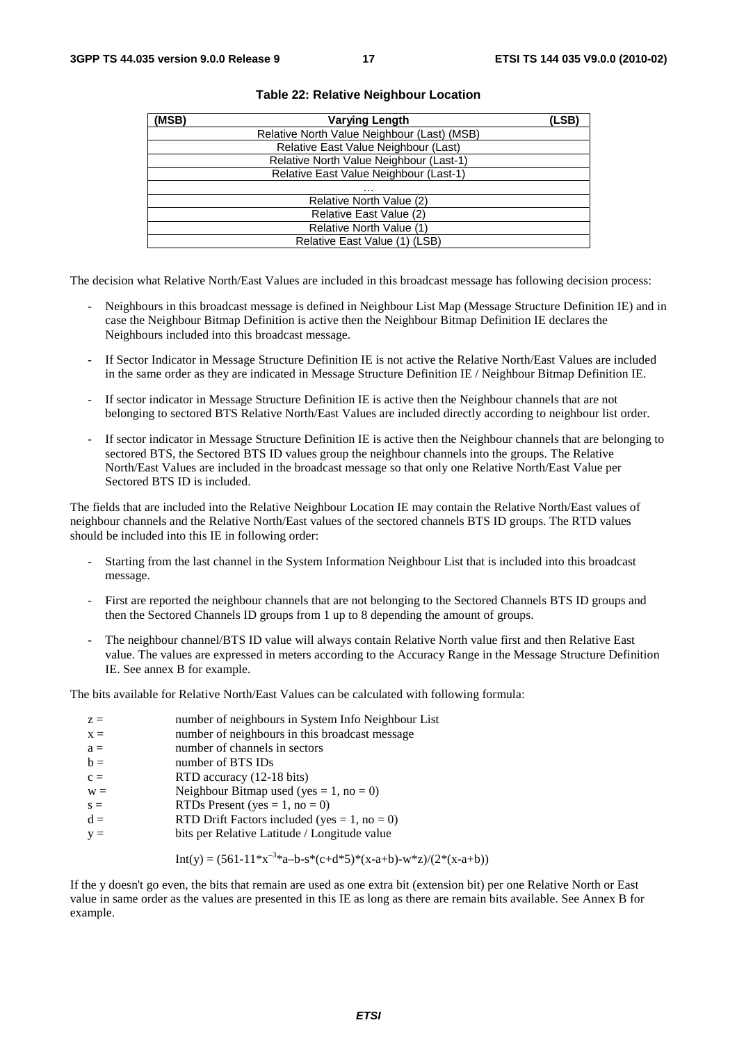**Table 22: Relative Neighbour Location**

| (MSB) | Varying Length | (LSB) |
|---|---|---|
| | Relative North Value Neighbour (Last) (MSB) | |
| | Relative East Value Neighbour (Last) | |
| | Relative North Value Neighbour (Last-1) | |
| | Relative East Value Neighbour (Last-1) | |
| | … | |
| | Relative North Value (2) | |
| | Relative East Value (2) | |
| | Relative North Value (1) | |
| | Relative East Value (1) (LSB) | |

The decision what Relative North/East Values are included in this broadcast message has following decision process:

- Neighbours in this broadcast message is defined in Neighbour List Map (Message Structure Definition IE) and in case the Neighbour Bitmap Definition is active then the Neighbour Bitmap Definition IE declares the Neighbours included into this broadcast message.
- If Sector Indicator in Message Structure Definition IE is not active the Relative North/East Values are included in the same order as they are indicated in Message Structure Definition IE / Neighbour Bitmap Definition IE.
- If sector indicator in Message Structure Definition IE is active then the Neighbour channels that are not belonging to sectored BTS Relative North/East Values are included directly according to neighbour list order.
- If sector indicator in Message Structure Definition IE is active then the Neighbour channels that are belonging to sectored BTS, the Sectored BTS ID values group the neighbour channels into the groups. The Relative North/East Values are included in the broadcast message so that only one Relative North/East Value per Sectored BTS ID is included.

The fields that are included into the Relative Neighbour Location IE may contain the Relative North/East values of neighbour channels and the Relative North/East values of the sectored channels BTS ID groups. The RTD values should be included into this IE in following order:

- Starting from the last channel in the System Information Neighbour List that is included into this broadcast message.
- First are reported the neighbour channels that are not belonging to the Sectored Channels BTS ID groups and then the Sectored Channels ID groups from 1 up to 8 depending the amount of groups.
- The neighbour channel/BTS ID value will always contain Relative North value first and then Relative East value. The values are expressed in meters according to the Accuracy Range in the Message Structure Definition IE. See annex B for example.

The bits available for Relative North/East Values can be calculated with following formula:

$z =$ number of neighbours in System Info Neighbour List
$x =$ number of neighbours in this broadcast message
$a =$ number of channels in sectors
$b =$ number of BTS IDs
$c =$ RTD accuracy (12-18 bits)
$w =$ Neighbour Bitmap used (yes = 1, no = 0)
$s =$ RTDs Present (yes = 1, no = 0)
$d =$ RTD Drift Factors included (yes = 1, no = 0)
$y =$ bits per Relative Latitude / Longitude value

$$\text{Int}(y) = (561-11*x^{-3}*a-b-s*(c+d*5)*(x-a+b)-w*z)/(2*(x-a+b))$$

If the y doesn't go even, the bits that remain are used as one extra bit (extension bit) per one Relative North or East value in same order as the values are presented in this IE as long as there are remain bits available. See Annex B for example.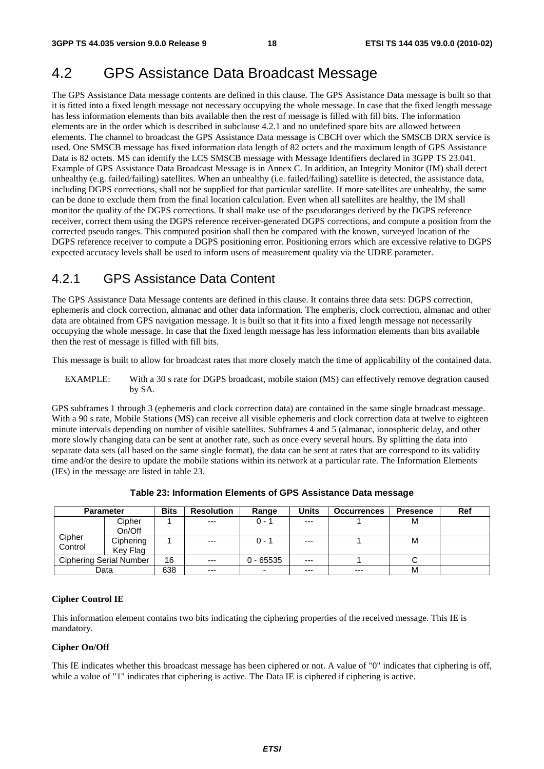# 4.2 GPS Assistance Data Broadcast Message

The GPS Assistance Data message contents are defined in this clause. The GPS Assistance Data message is built so that it is fitted into a fixed length message not necessary occupying the whole message. In case that the fixed length message has less information elements than bits available then the rest of message is filled with fill bits. The information elements are in the order which is described in subclause 4.2.1 and no undefined spare bits are allowed between elements. The channel to broadcast the GPS Assistance Data message is CBCH over which the SMSCB DRX service is used. One SMSCB message has fixed information data length of 82 octets and the maximum length of GPS Assistance Data is 82 octets. MS can identify the LCS SMSCB message with Message Identifiers declared in 3GPP TS 23.041. Example of GPS Assistance Data Broadcast Message is in Annex C. In addition, an Integrity Monitor (IM) shall detect unhealthy (e.g. failed/failing) satellites. When an unhealthy (i.e. failed/failing) satellite is detected, the assistance data, including DGPS corrections, shall not be supplied for that particular satellite. If more satellites are unhealthy, the same can be done to exclude them from the final location calculation. Even when all satellites are healthy, the IM shall monitor the quality of the DGPS corrections. It shall make use of the pseudoranges derived by the DGPS reference receiver, correct them using the DGPS reference receiver-generated DGPS corrections, and compute a position from the corrected pseudo ranges. This computed position shall then be compared with the known, surveyed location of the DGPS reference receiver to compute a DGPS positioning error. Positioning errors which are excessive relative to DGPS expected accuracy levels shall be used to inform users of measurement quality via the UDRE parameter.

## 4.2.1 GPS Assistance Data Content

The GPS Assistance Data Message contents are defined in this clause. It contains three data sets: DGPS correction, ephemeris and clock correction, almanac and other data information. The empheris, clock correction, almanac and other data are obtained from GPS navigation message. It is built so that it fits into a fixed length message not necessarily occupying the whole message. In case that the fixed length message has less information elements than bits available then the rest of message is filled with fill bits.

This message is built to allow for broadcast rates that more closely match the time of applicability of the contained data.

EXAMPLE: With a 30 s rate for DGPS broadcast, mobile staion (MS) can effectively remove degration caused by SA.

GPS subframes 1 through 3 (ephemeris and clock correction data) are contained in the same single broadcast message. With a 90 s rate, Mobile Stations (MS) can receive all visible ephemeris and clock correction data at twelve to eighteen minute intervals depending on number of visible satellites. Subframes 4 and 5 (almanac, ionospheric delay, and other more slowly changing data can be sent at another rate, such as once every several hours. By splitting the data into separate data sets (all based on the same single format), the data can be sent at rates that are correspond to its validity time and/or the desire to update the mobile stations within its network at a particular rate. The Information Elements (IEs) in the message are listed in table 23.

**Table 23: Information Elements of GPS Assistance Data message**

| Parameter | | Bits | Resolution | Range | Units | Occurrences | Presence | Ref |
|---|---|---|---|---|---|---|---|---|
| Cipher Control | Cipher On/Off | 1 | --- | 0 - 1 | --- | 1 | M | |
| | Ciphering Key Flag | 1 | --- | 0 - 1 | --- | 1 | M | |
| Ciphering Serial Number | | 16 | --- | 0 - 65535 | --- | 1 | C | |
| Data | | 638 | --- | - | --- | --- | M | |

**Cipher Control IE**

This information element contains two bits indicating the ciphering properties of the received message. This IE is mandatory.

**Cipher On/Off**

This IE indicates whether this broadcast message has been ciphered or not. A value of "0" indicates that ciphering is off, while a value of "1" indicates that ciphering is active. The Data IE is ciphered if ciphering is active.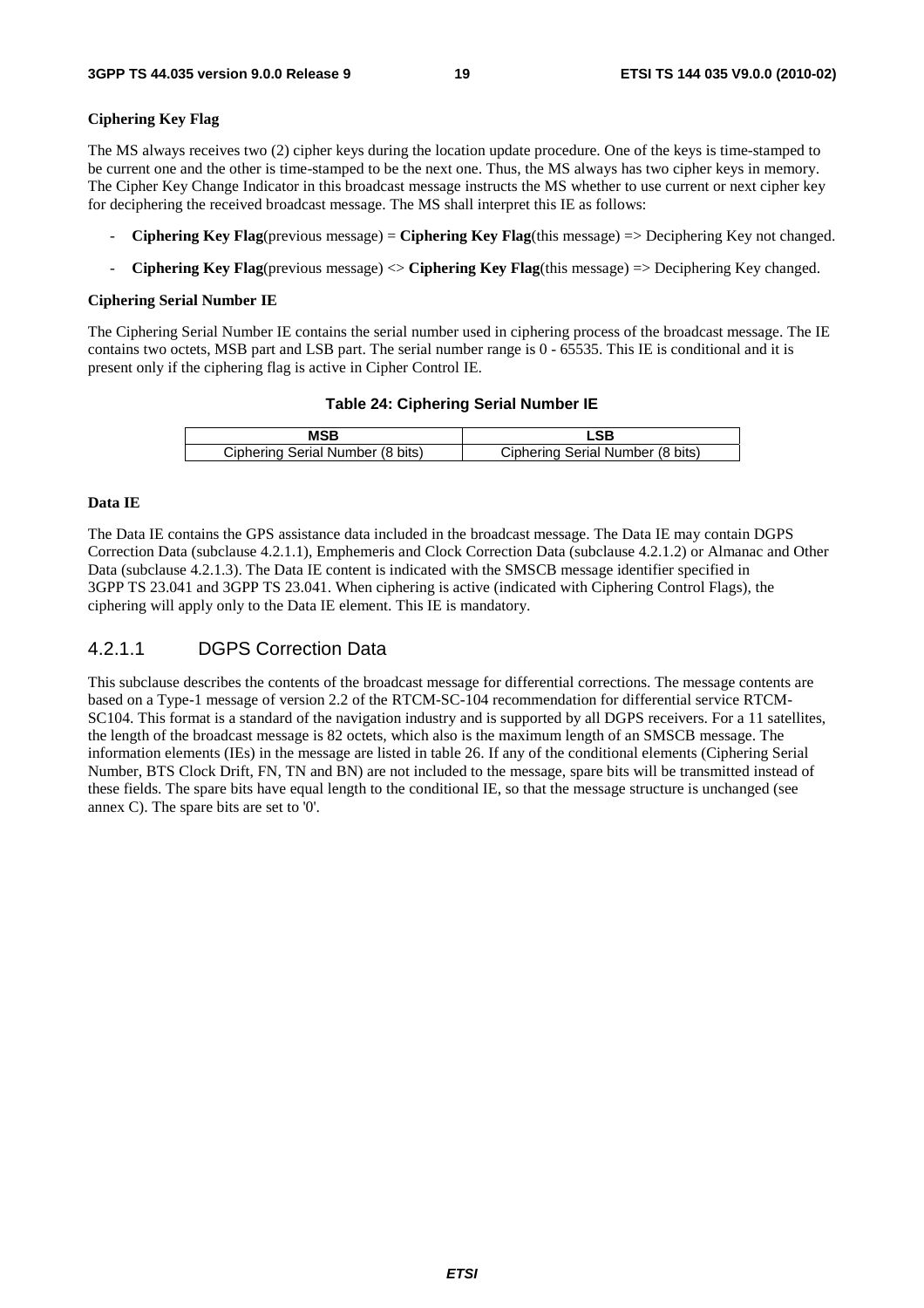**Ciphering Key Flag**

The MS always receives two (2) cipher keys during the location update procedure. One of the keys is time-stamped to be current one and the other is time-stamped to be the next one. Thus, the MS always has two cipher keys in memory. The Cipher Key Change Indicator in this broadcast message instructs the MS whether to use current or next cipher key for deciphering the received broadcast message. The MS shall interpret this IE as follows:

- **Ciphering Key Flag**(previous message) = **Ciphering Key Flag**(this message) => Deciphering Key not changed.
- **Ciphering Key Flag**(previous message) <> **Ciphering Key Flag**(this message) => Deciphering Key changed.

**Ciphering Serial Number IE**

The Ciphering Serial Number IE contains the serial number used in ciphering process of the broadcast message. The IE contains two octets, MSB part and LSB part. The serial number range is 0 - 65535. This IE is conditional and it is present only if the ciphering flag is active in Cipher Control IE.

**Table 24: Ciphering Serial Number IE**

| MSB | LSB |
|---|---|
| Ciphering Serial Number (8 bits) | Ciphering Serial Number (8 bits) |

**Data IE**

The Data IE contains the GPS assistance data included in the broadcast message. The Data IE may contain DGPS Correction Data (subclause 4.2.1.1), Emphemeris and Clock Correction Data (subclause 4.2.1.2) or Almanac and Other Data (subclause 4.2.1.3). The Data IE content is indicated with the SMSCB message identifier specified in 3GPP TS 23.041 and 3GPP TS 23.041. When ciphering is active (indicated with Ciphering Control Flags), the ciphering will apply only to the Data IE element. This IE is mandatory.

### 4.2.1.1 DGPS Correction Data

This subclause describes the contents of the broadcast message for differential corrections. The message contents are based on a Type-1 message of version 2.2 of the RTCM-SC-104 recommendation for differential service RTCM-SC104. This format is a standard of the navigation industry and is supported by all DGPS receivers. For a 11 satellites, the length of the broadcast message is 82 octets, which also is the maximum length of an SMSCB message. The information elements (IEs) in the message are listed in table 26. If any of the conditional elements (Ciphering Serial Number, BTS Clock Drift, FN, TN and BN) are not included to the message, spare bits will be transmitted instead of these fields. The spare bits have equal length to the conditional IE, so that the message structure is unchanged (see annex C). The spare bits are set to '0'.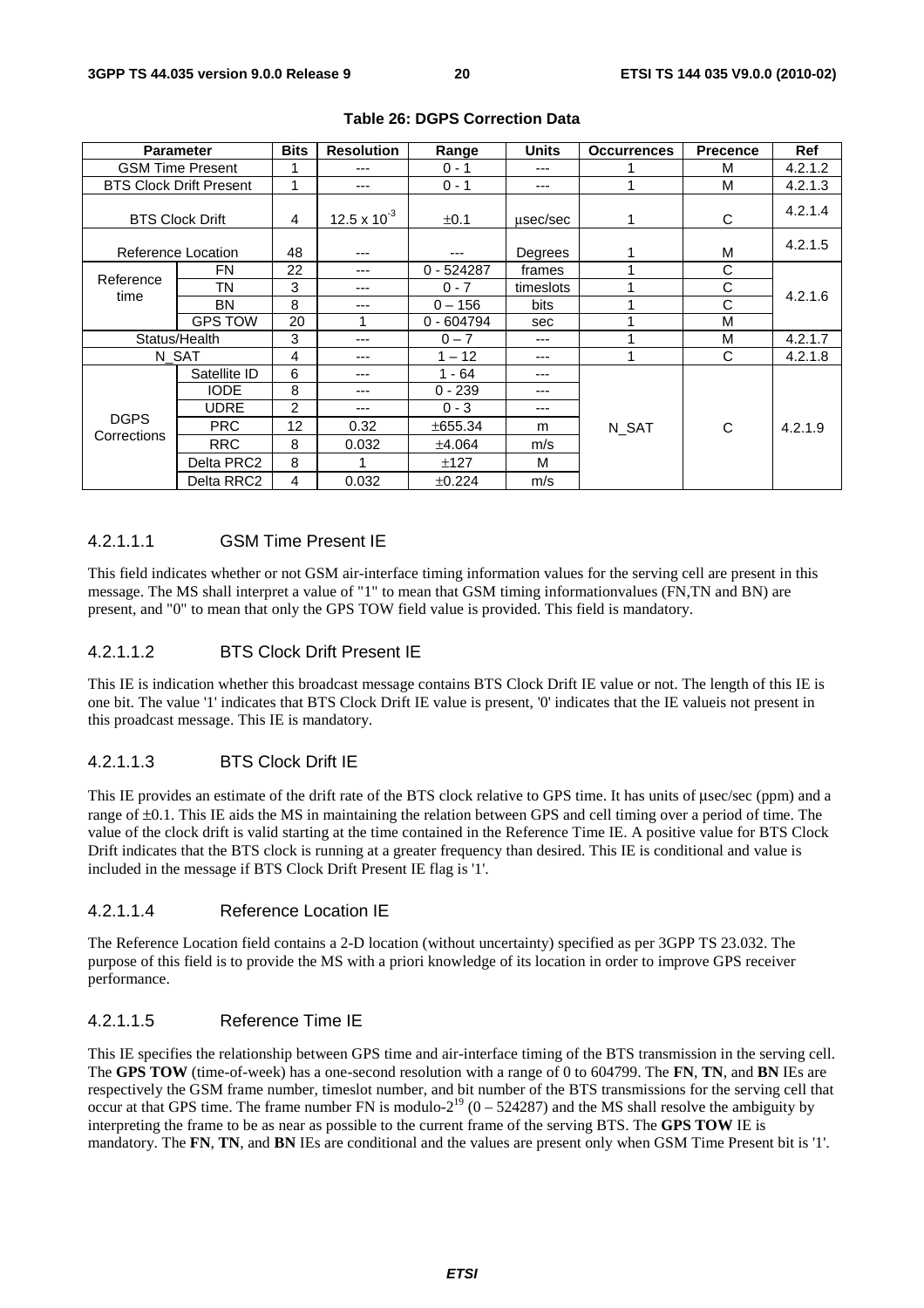**Table 26: DGPS Correction Data**

| Parameter | | Bits | Resolution | Range | Units | Occurrences | Precence | Ref |
|---|---|---|---|---|---|---|---|---|
| GSM Time Present | | 1 | --- | 0 - 1 | --- | 1 | M | 4.2.1.2 |
| BTS Clock Drift Present | | 1 | --- | 0 - 1 | --- | 1 | M | 4.2.1.3 |
| BTS Clock Drift | | 4 | $12.5 \times 10^{-3}$ | $\pm0.1$ | µsec/sec | 1 | C | 4.2.1.4 |
| Reference Location | | 48 | --- | --- | Degrees | 1 | M | 4.2.1.5 |
| Reference time | FN | 22 | --- | 0 - 524287 | frames | 1 | C | 4.2.1.6 |
| | TN | 3 | --- | 0 - 7 | timeslots | 1 | C | |
| | BN | 8 | --- | 0 – 156 | bits | 1 | C | |
| | GPS TOW | 20 | 1 | 0 - 604794 | sec | 1 | M | |
| Status/Health | | 3 | --- | 0 – 7 | --- | 1 | M | 4.2.1.7 |
| N_SAT | | 4 | --- | 1 – 12 | --- | 1 | C | 4.2.1.8 |
| DGPS Corrections | Satellite ID | 6 | --- | 1 - 64 | --- | N_SAT | C | 4.2.1.9 |
| | IODE | 8 | --- | 0 - 239 | --- | | | |
| | UDRE | 2 | --- | 0 - 3 | --- | | | |
| | PRC | 12 | 0.32 | $\pm655.34$ | m | | | |
| | RRC | 8 | 0.032 | $\pm4.064$ | m/s | | | |
| | Delta PRC2 | 8 | 1 | $\pm127$ | M | | | |
| | Delta RRC2 | 4 | 0.032 | $\pm0.224$ | m/s | | | |

#### 4.2.1.1.1 GSM Time Present IE

This field indicates whether or not GSM air-interface timing information values for the serving cell are present in this message. The MS shall interpret a value of "1" to mean that GSM timing informationvalues (FN,TN and BN) are present, and "0" to mean that only the GPS TOW field value is provided. This field is mandatory.

#### 4.2.1.1.2 BTS Clock Drift Present IE

This IE is indication whether this broadcast message contains BTS Clock Drift IE value or not. The length of this IE is one bit. The value '1' indicates that BTS Clock Drift IE value is present, '0' indicates that the IE valueis not present in this proadcast message. This IE is mandatory.

#### 4.2.1.1.3 BTS Clock Drift IE

This IE provides an estimate of the drift rate of the BTS clock relative to GPS time. It has units of µsec/sec (ppm) and a range of $\pm0.1$. This IE aids the MS in maintaining the relation between GPS and cell timing over a period of time. The value of the clock drift is valid starting at the time contained in the Reference Time IE. A positive value for BTS Clock Drift indicates that the BTS clock is running at a greater frequency than desired. This IE is conditional and value is included in the message if BTS Clock Drift Present IE flag is '1'.

#### 4.2.1.1.4 Reference Location IE

The Reference Location field contains a 2-D location (without uncertainty) specified as per 3GPP TS 23.032. The purpose of this field is to provide the MS with a priori knowledge of its location in order to improve GPS receiver performance.

#### 4.2.1.1.5 Reference Time IE

This IE specifies the relationship between GPS time and air-interface timing of the BTS transmission in the serving cell. The **GPS TOW** (time-of-week) has a one-second resolution with a range of 0 to 604799. The **FN**, **TN**, and **BN** IEs are respectively the GSM frame number, timeslot number, and bit number of the BTS transmissions for the serving cell that occur at that GPS time. The frame number FN is modulo-$2^{19}$ (0 – 524287) and the MS shall resolve the ambiguity by interpreting the frame to be as near as possible to the current frame of the serving BTS. The **GPS TOW** IE is mandatory. The **FN**, **TN**, and **BN** IEs are conditional and the values are present only when GSM Time Present bit is '1'.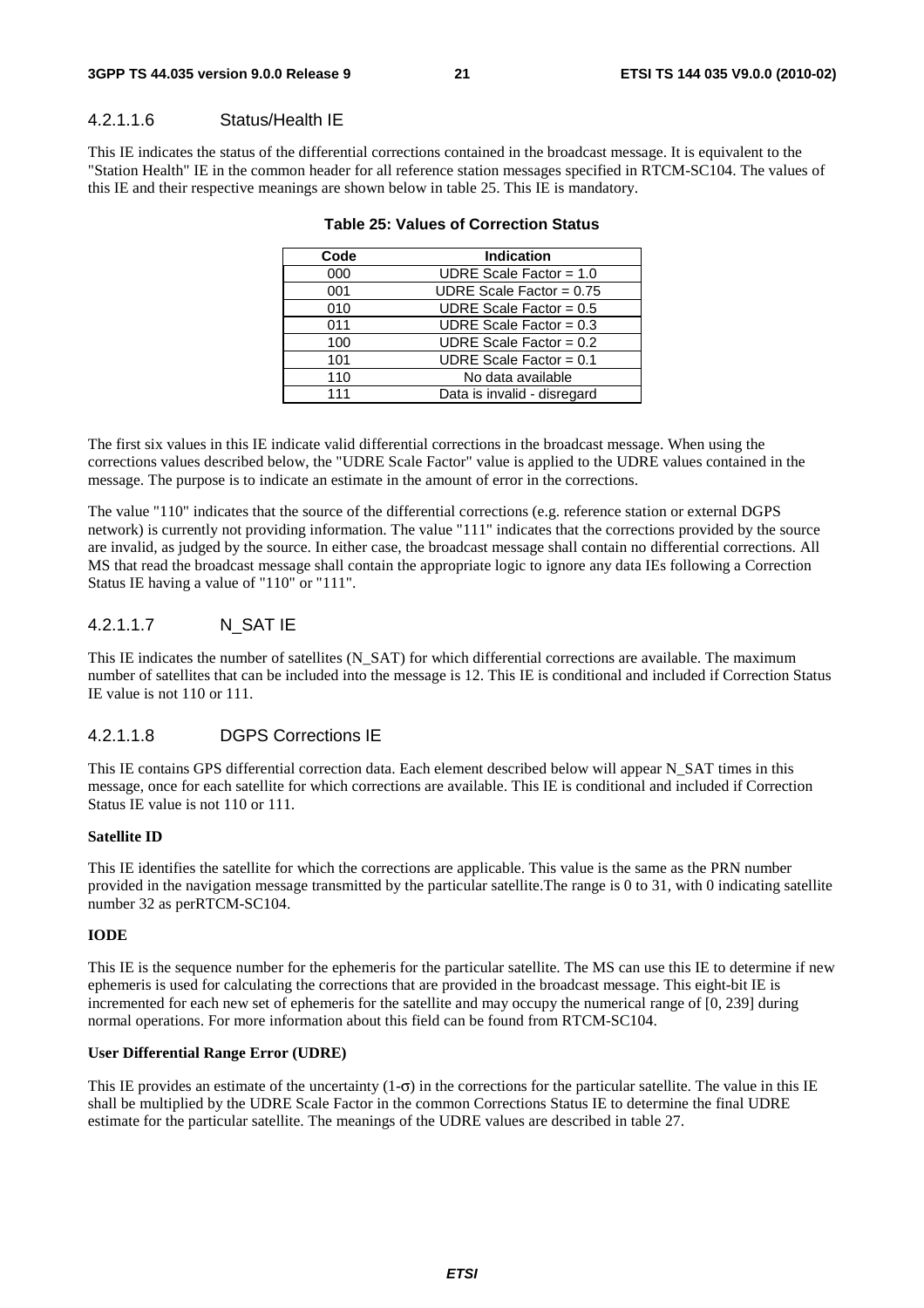#### 4.2.1.1.6 Status/Health IE

This IE indicates the status of the differential corrections contained in the broadcast message. It is equivalent to the "Station Health" IE in the common header for all reference station messages specified in RTCM-SC104. The values of this IE and their respective meanings are shown below in table 25. This IE is mandatory.

**Table 25: Values of Correction Status**

| Code | Indication |
|---|---|
| 000 | UDRE Scale Factor = 1.0 |
| 001 | UDRE Scale Factor = 0.75 |
| 010 | UDRE Scale Factor = 0.5 |
| 011 | UDRE Scale Factor = 0.3 |
| 100 | UDRE Scale Factor = 0.2 |
| 101 | UDRE Scale Factor = 0.1 |
| 110 | No data available |
| 111 | Data is invalid - disregard |

The first six values in this IE indicate valid differential corrections in the broadcast message. When using the corrections values described below, the "UDRE Scale Factor" value is applied to the UDRE values contained in the message. The purpose is to indicate an estimate in the amount of error in the corrections.

The value "110" indicates that the source of the differential corrections (e.g. reference station or external DGPS network) is currently not providing information. The value "111" indicates that the corrections provided by the source are invalid, as judged by the source. In either case, the broadcast message shall contain no differential corrections. All MS that read the broadcast message shall contain the appropriate logic to ignore any data IEs following a Correction Status IE having a value of "110" or "111".

#### 4.2.1.1.7 N_SAT IE

This IE indicates the number of satellites (N_SAT) for which differential corrections are available. The maximum number of satellites that can be included into the message is 12. This IE is conditional and included if Correction Status IE value is not 110 or 111.

#### 4.2.1.1.8 DGPS Corrections IE

This IE contains GPS differential correction data. Each element described below will appear N_SAT times in this message, once for each satellite for which corrections are available. This IE is conditional and included if Correction Status IE value is not 110 or 111.

**Satellite ID**

This IE identifies the satellite for which the corrections are applicable. This value is the same as the PRN number provided in the navigation message transmitted by the particular satellite.The range is 0 to 31, with 0 indicating satellite number 32 as perRTCM-SC104.

**IODE**

This IE is the sequence number for the ephemeris for the particular satellite. The MS can use this IE to determine if new ephemeris is used for calculating the corrections that are provided in the broadcast message. This eight-bit IE is incremented for each new set of ephemeris for the satellite and may occupy the numerical range of [0, 239] during normal operations. For more information about this field can be found from RTCM-SC104.

**User Differential Range Error (UDRE)**

This IE provides an estimate of the uncertainty ($1\text{-}\sigma$) in the corrections for the particular satellite. The value in this IE shall be multiplied by the UDRE Scale Factor in the common Corrections Status IE to determine the final UDRE estimate for the particular satellite. The meanings of the UDRE values are described in table 27.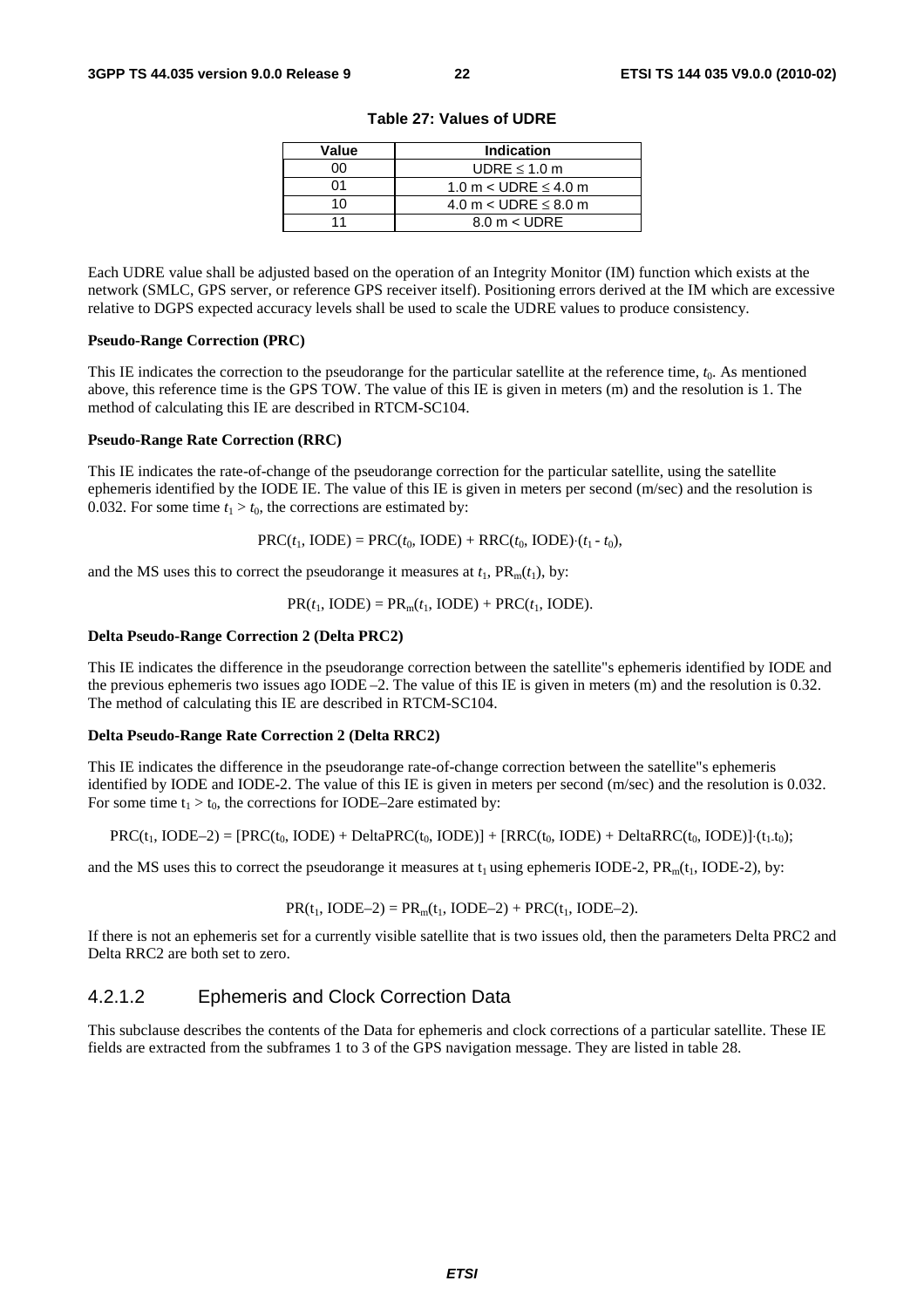**Table 27: Values of UDRE**

| Value | Indication |
|---|---|
| 00 | UDRE ≤ 1.0 m |
| 01 | 1.0 m < UDRE ≤ 4.0 m |
| 10 | 4.0 m < UDRE ≤ 8.0 m |
| 11 | 8.0 m < UDRE |

Each UDRE value shall be adjusted based on the operation of an Integrity Monitor (IM) function which exists at the network (SMLC, GPS server, or reference GPS receiver itself). Positioning errors derived at the IM which are excessive relative to DGPS expected accuracy levels shall be used to scale the UDRE values to produce consistency.

**Pseudo-Range Correction (PRC)**

This IE indicates the correction to the pseudorange for the particular satellite at the reference time, $t_0$. As mentioned above, this reference time is the GPS TOW. The value of this IE is given in meters (m) and the resolution is 1. The method of calculating this IE are described in RTCM-SC104.

**Pseudo-Range Rate Correction (RRC)**

This IE indicates the rate-of-change of the pseudorange correction for the particular satellite, using the satellite ephemeris identified by the IODE IE. The value of this IE is given in meters per second (m/sec) and the resolution is 0.032. For some time $t_1 > t_0$, the corrections are estimated by:

$$\mathrm{PRC}(t_1, \mathrm{IODE}) = \mathrm{PRC}(t_0, \mathrm{IODE}) + \mathrm{RRC}(t_0, \mathrm{IODE})\cdot(t_1 - t_0),$$

and the MS uses this to correct the pseudorange it measures at $t_1$, $\mathrm{PR}_m(t_1)$, by:

$$\mathrm{PR}(t_1, \mathrm{IODE}) = \mathrm{PR}_m(t_1, \mathrm{IODE}) + \mathrm{PRC}(t_1, \mathrm{IODE}).$$

**Delta Pseudo-Range Correction 2 (Delta PRC2)**

This IE indicates the difference in the pseudorange correction between the satellite"s ephemeris identified by IODE and the previous ephemeris two issues ago IODE –2. The value of this IE is given in meters (m) and the resolution is 0.32. The method of calculating this IE are described in RTCM-SC104.

**Delta Pseudo-Range Rate Correction 2 (Delta RRC2)**

This IE indicates the difference in the pseudorange rate-of-change correction between the satellite"s ephemeris identified by IODE and IODE-2. The value of this IE is given in meters per second (m/sec) and the resolution is 0.032. For some time $t_1 > t_0$, the corrections for IODE–2are estimated by:

$$\mathrm{PRC}(t_1, \mathrm{IODE}–2) = [\mathrm{PRC}(t_0, \mathrm{IODE}) + \mathrm{DeltaPRC}(t_0, \mathrm{IODE})] + [\mathrm{RRC}(t_0, \mathrm{IODE}) + \mathrm{DeltaRRC}(t_0, \mathrm{IODE})]\cdot(t_1 - t_0);$$

and the MS uses this to correct the pseudorange it measures at $t_1$ using ephemeris IODE-2, $\mathrm{PR}_m(t_1, \mathrm{IODE}-2)$, by:

$$\mathrm{PR}(t_1, \mathrm{IODE}–2) = \mathrm{PR}_m(t_1, \mathrm{IODE}–2) + \mathrm{PRC}(t_1, \mathrm{IODE}–2).$$

If there is not an ephemeris set for a currently visible satellite that is two issues old, then the parameters Delta PRC2 and Delta RRC2 are both set to zero.

#### 4.2.1.2 Ephemeris and Clock Correction Data

This subclause describes the contents of the Data for ephemeris and clock corrections of a particular satellite. These IE fields are extracted from the subframes 1 to 3 of the GPS navigation message. They are listed in table 28.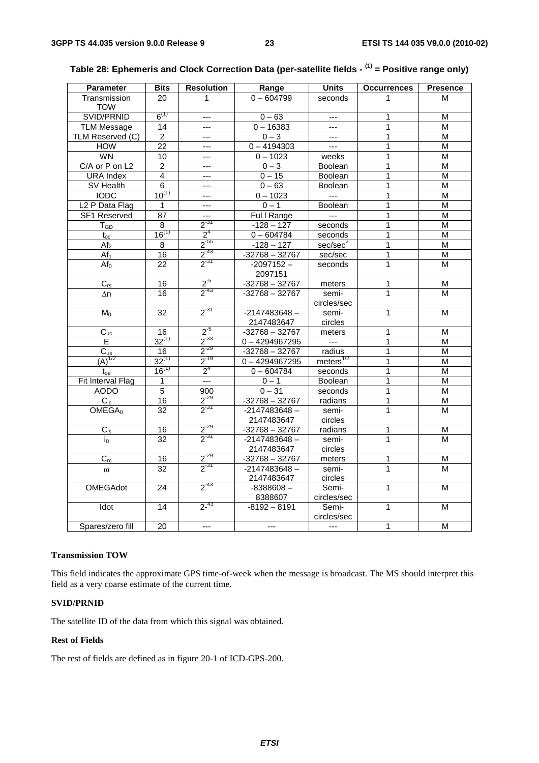**Table 28: Ephemeris and Clock Correction Data (per-satellite fields - (1) = Positive range only)**

| Parameter | Bits | Resolution | Range | Units | Occurrences | Presence |
|---|---|---|---|---|---|---|
| Transmission TOW | 20 | 1 | 0 – 604799 | seconds | 1 | M |
| SVID/PRNID | 6(1) | --- | 0 – 63 | --- | 1 | M |
| TLM Message | 14 | --- | 0 – 16383 | --- | 1 | M |
| TLM Reserved (C) | 2 | --- | 0 – 3 | --- | 1 | M |
| HOW | 22 | --- | 0 – 4194303 | --- | 1 | M |
| WN | 10 | --- | 0 – 1023 | weeks | 1 | M |
| C/A or P on L2 | 2 | --- | 0 – 3 | Boolean | 1 | M |
| URA Index | 4 | --- | 0 – 15 | Boolean | 1 | M |
| SV Health | 6 | --- | 0 – 63 | Boolean | 1 | M |
| IODC | 10(1) | --- | 0 – 1023 | --- | 1 | M |
| L2 P Data Flag | 1 | --- | 0 – 1 | Boolean | 1 | M |
| SF1 Reserved | 87 | --- | Ful l Range | --- | 1 | M |
| $T_{GD}$ | 8 | $2^{-31}$ | -128 – 127 | seconds | 1 | M |
| $t_{oc}$ | 16(1) | $2^{4}$ | 0 – 604784 | seconds | 1 | M |
| $Af_2$ | 8 | $2^{-55}$ | -128 – 127 | sec/sec$^2$ | 1 | M |
| $Af_1$ | 16 | $2^{-43}$ | -32768 – 32767 | sec/sec | 1 | M |
| $Af_0$ | 22 | $2^{-31}$ | -2097152 – 2097151 | seconds | 1 | M |
| $C_{rs}$ | 16 | $2^{-5}$ | -32768 – 32767 | meters | 1 | M |
| $\Delta n$ | 16 | $2^{-43}$ | -32768 – 32767 | semi-circles/sec | 1 | M |
| $M_0$ | 32 | $2^{-31}$ | -2147483648 – 2147483647 | semi-circles | 1 | M |
| $C_{uc}$ | 16 | $2^{-5}$ | -32768 – 32767 | meters | 1 | M |
| E | 32(1) | $2^{-33}$ | 0 – 4294967295 | --- | 1 | M |
| $C_{us}$ | 16 | $2^{-29}$ | -32768 – 32767 | radius | 1 | M |
| $(A)^{1/2}$ | 32(1) | $2^{-19}$ | 0 – 4294967295 | meters$^{1/2}$ | 1 | M |
| $t_{oe}$ | 16(1) | $2^{4}$ | 0 – 604784 | seconds | 1 | M |
| Fit Interval Flag | 1 | --- | 0 – 1 | Boolean | 1 | M |
| AODO | 5 | 900 | 0 – 31 | seconds | 1 | M |
| $C_{ic}$ | 16 | $2^{-29}$ | -32768 – 32767 | radians | 1 | M |
| $OMEGA_0$ | 32 | $2^{-31}$ | -2147483648 – 2147483647 | semi-circles | 1 | M |
| $C_{is}$ | 16 | $2^{-29}$ | -32768 – 32767 | radians | 1 | M |
| $i_0$ | 32 | $2^{-31}$ | -2147483648 – 2147483647 | semi-circles | 1 | M |
| $C_{rc}$ | 16 | $2^{-29}$ | -32768 – 32767 | meters | 1 | M |
| $\omega$ | 32 | $2^{-31}$ | -2147483648 – 2147483647 | semi-circles | 1 | M |
| OMEGAdot | 24 | $2^{-43}$ | -8388608 – 8388607 | Semi-circles/sec | 1 | M |
| Idot | 14 | $2^{-43}$ | -8192 – 8191 | Semi-circles/sec | 1 | M |
| Spares/zero fill | 20 | --- | --- | --- | 1 | M |

**Transmission TOW**

This field indicates the approximate GPS time-of-week when the message is broadcast. The MS should interpret this field as a very coarse estimate of the current time.

**SVID/PRNID**

The satellite ID of the data from which this signal was obtained.

**Rest of Fields**

The rest of fields are defined as in figure 20-1 of ICD-GPS-200.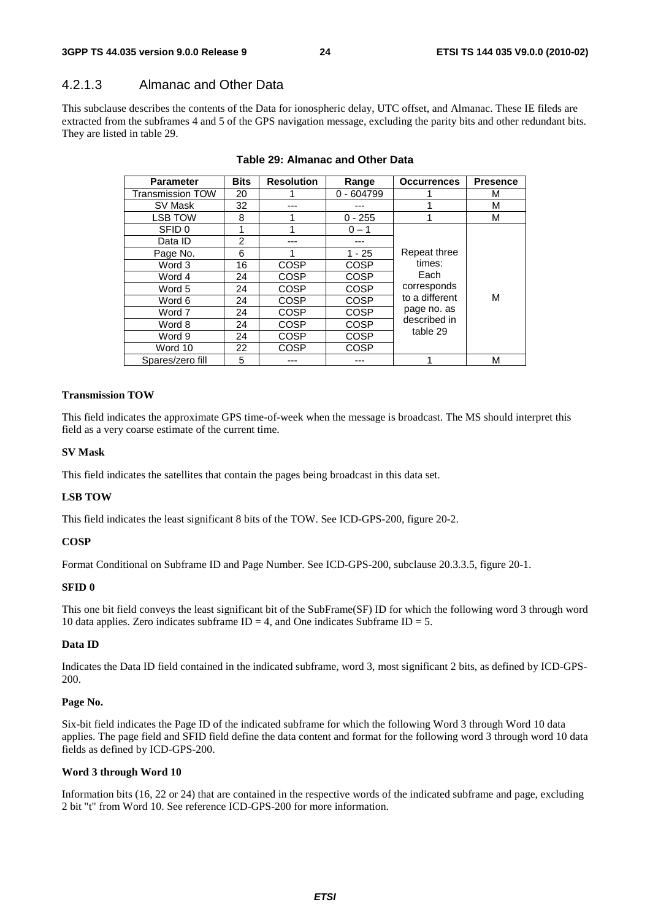### 4.2.1.3 Almanac and Other Data

This subclause describes the contents of the Data for ionospheric delay, UTC offset, and Almanac. These IE fileds are extracted from the subframes 4 and 5 of the GPS navigation message, excluding the parity bits and other redundant bits. They are listed in table 29.

**Table 29: Almanac and Other Data**

| Parameter | Bits | Resolution | Range | Occurrences | Presence |
|---|---|---|---|---|---|
| Transmission TOW | 20 | 1 | 0 - 604799 | 1 | M |
| SV Mask | 32 | --- | --- | 1 | M |
| LSB TOW | 8 | 1 | 0 - 255 | 1 | M |
| SFID 0 | 1 | 1 | 0 – 1 | Repeat three times: Each corresponds to a different page no. as described in table 29 | M |
| Data ID | 2 | --- | --- | | |
| Page No. | 6 | 1 | 1 - 25 | | |
| Word 3 | 16 | COSP | COSP | | |
| Word 4 | 24 | COSP | COSP | | |
| Word 5 | 24 | COSP | COSP | | |
| Word 6 | 24 | COSP | COSP | | |
| Word 7 | 24 | COSP | COSP | | |
| Word 8 | 24 | COSP | COSP | | |
| Word 9 | 24 | COSP | COSP | | |
| Word 10 | 22 | COSP | COSP | | |
| Spares/zero fill | 5 | --- | --- | 1 | M |

**Transmission TOW**

This field indicates the approximate GPS time-of-week when the message is broadcast. The MS should interpret this field as a very coarse estimate of the current time.

**SV Mask**

This field indicates the satellites that contain the pages being broadcast in this data set.

**LSB TOW**

This field indicates the least significant 8 bits of the TOW. See ICD-GPS-200, figure 20-2.

**COSP**

Format Conditional on Subframe ID and Page Number. See ICD-GPS-200, subclause 20.3.3.5, figure 20-1.

**SFID 0**

This one bit field conveys the least significant bit of the SubFrame(SF) ID for which the following word 3 through word 10 data applies. Zero indicates subframe ID = 4, and One indicates Subframe ID = 5.

**Data ID**

Indicates the Data ID field contained in the indicated subframe, word 3, most significant 2 bits, as defined by ICD-GPS-200.

**Page No.**

Six-bit field indicates the Page ID of the indicated subframe for which the following Word 3 through Word 10 data applies. The page field and SFID field define the data content and format for the following word 3 through word 10 data fields as defined by ICD-GPS-200.

**Word 3 through Word 10**

Information bits (16, 22 or 24) that are contained in the respective words of the indicated subframe and page, excluding 2 bit "t" from Word 10. See reference ICD-GPS-200 for more information.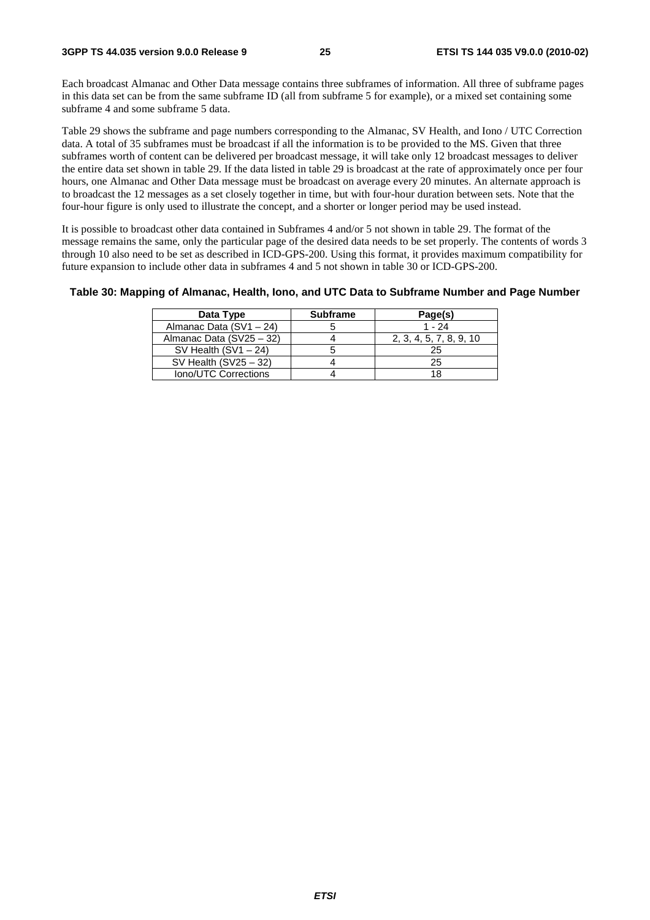Each broadcast Almanac and Other Data message contains three subframes of information. All three of subframe pages in this data set can be from the same subframe ID (all from subframe 5 for example), or a mixed set containing some subframe 4 and some subframe 5 data.

Table 29 shows the subframe and page numbers corresponding to the Almanac, SV Health, and Iono / UTC Correction data. A total of 35 subframes must be broadcast if all the information is to be provided to the MS. Given that three subframes worth of content can be delivered per broadcast message, it will take only 12 broadcast messages to deliver the entire data set shown in table 29. If the data listed in table 29 is broadcast at the rate of approximately once per four hours, one Almanac and Other Data message must be broadcast on average every 20 minutes. An alternate approach is to broadcast the 12 messages as a set closely together in time, but with four-hour duration between sets. Note that the four-hour figure is only used to illustrate the concept, and a shorter or longer period may be used instead.

It is possible to broadcast other data contained in Subframes 4 and/or 5 not shown in table 29. The format of the message remains the same, only the particular page of the desired data needs to be set properly. The contents of words 3 through 10 also need to be set as described in ICD-GPS-200. Using this format, it provides maximum compatibility for future expansion to include other data in subframes 4 and 5 not shown in table 30 or ICD-GPS-200.

**Table 30: Mapping of Almanac, Health, Iono, and UTC Data to Subframe Number and Page Number**

| Data Type | Subframe | Page(s) |
|---|---|---|
| Almanac Data (SV1 – 24) | 5 | 1 - 24 |
| Almanac Data (SV25 – 32) | 4 | 2, 3, 4, 5, 7, 8, 9, 10 |
| SV Health (SV1 – 24) | 5 | 25 |
| SV Health (SV25 – 32) | 4 | 25 |
| Iono/UTC Corrections | 4 | 18 |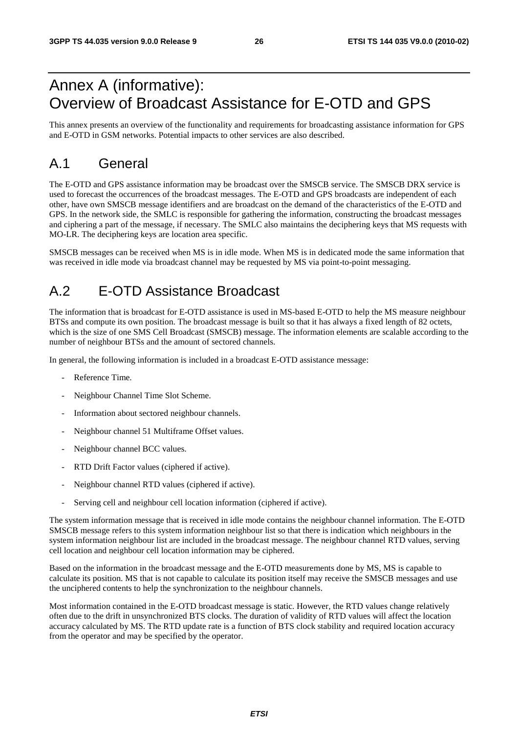# Annex A (informative): Overview of Broadcast Assistance for E-OTD and GPS

This annex presents an overview of the functionality and requirements for broadcasting assistance information for GPS and E-OTD in GSM networks. Potential impacts to other services are also described.

## A.1 General

The E-OTD and GPS assistance information may be broadcast over the SMSCB service. The SMSCB DRX service is used to forecast the occurrences of the broadcast messages. The E-OTD and GPS broadcasts are independent of each other, have own SMSCB message identifiers and are broadcast on the demand of the characteristics of the E-OTD and GPS. In the network side, the SMLC is responsible for gathering the information, constructing the broadcast messages and ciphering a part of the message, if necessary. The SMLC also maintains the deciphering keys that MS requests with MO-LR. The deciphering keys are location area specific.

SMSCB messages can be received when MS is in idle mode. When MS is in dedicated mode the same information that was received in idle mode via broadcast channel may be requested by MS via point-to-point messaging.

## A.2 E-OTD Assistance Broadcast

The information that is broadcast for E-OTD assistance is used in MS-based E-OTD to help the MS measure neighbour BTSs and compute its own position. The broadcast message is built so that it has always a fixed length of 82 octets, which is the size of one SMS Cell Broadcast (SMSCB) message. The information elements are scalable according to the number of neighbour BTSs and the amount of sectored channels.

In general, the following information is included in a broadcast E-OTD assistance message:

- Reference Time.
- Neighbour Channel Time Slot Scheme.
- Information about sectored neighbour channels.
- Neighbour channel 51 Multiframe Offset values.
- Neighbour channel BCC values.
- RTD Drift Factor values (ciphered if active).
- Neighbour channel RTD values (ciphered if active).
- Serving cell and neighbour cell location information (ciphered if active).

The system information message that is received in idle mode contains the neighbour channel information. The E-OTD SMSCB message refers to this system information neighbour list so that there is indication which neighbours in the system information neighbour list are included in the broadcast message. The neighbour channel RTD values, serving cell location and neighbour cell location information may be ciphered.

Based on the information in the broadcast message and the E-OTD measurements done by MS, MS is capable to calculate its position. MS that is not capable to calculate its position itself may receive the SMSCB messages and use the unciphered contents to help the synchronization to the neighbour channels.

Most information contained in the E-OTD broadcast message is static. However, the RTD values change relatively often due to the drift in unsynchronized BTS clocks. The duration of validity of RTD values will affect the location accuracy calculated by MS. The RTD update rate is a function of BTS clock stability and required location accuracy from the operator and may be specified by the operator.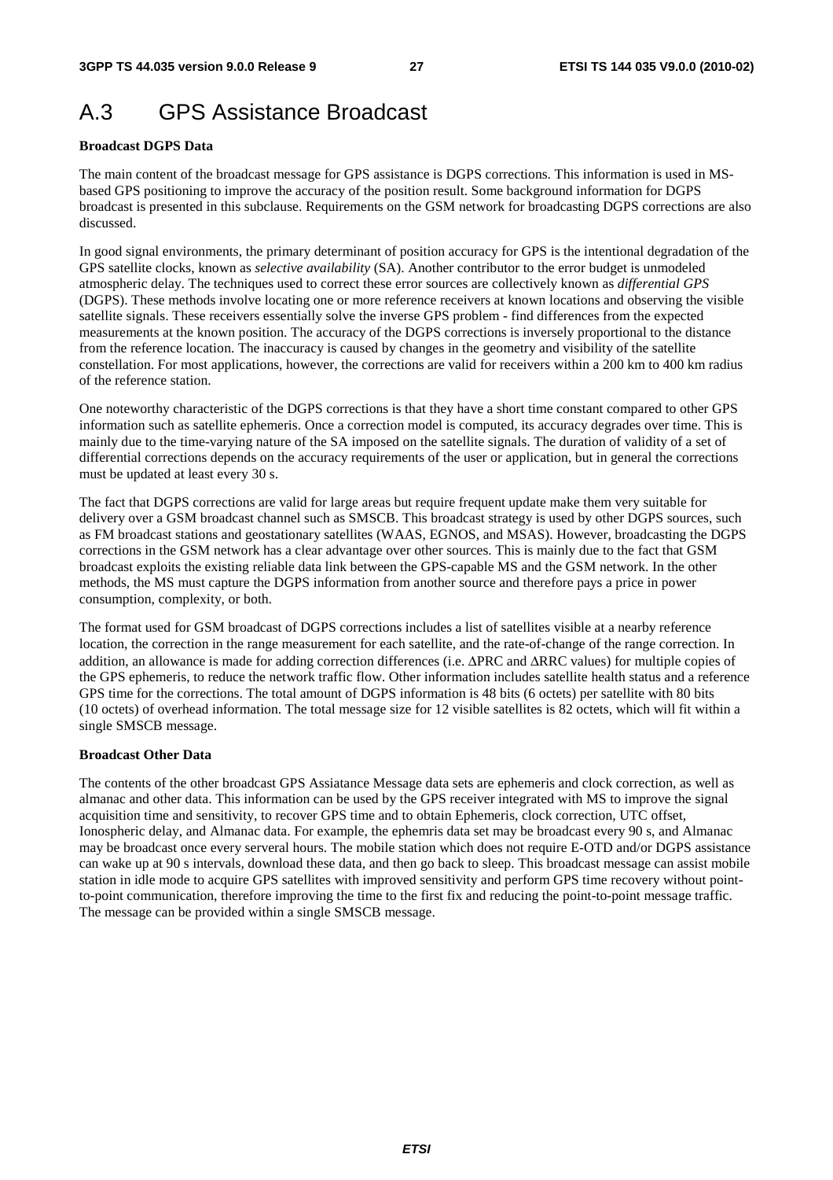# A.3 GPS Assistance Broadcast

**Broadcast DGPS Data**

The main content of the broadcast message for GPS assistance is DGPS corrections. This information is used in MS-based GPS positioning to improve the accuracy of the position result. Some background information for DGPS broadcast is presented in this subclause. Requirements on the GSM network for broadcasting DGPS corrections are also discussed.

In good signal environments, the primary determinant of position accuracy for GPS is the intentional degradation of the GPS satellite clocks, known as *selective availability* (SA). Another contributor to the error budget is unmodeled atmospheric delay. The techniques used to correct these error sources are collectively known as *differential GPS* (DGPS). These methods involve locating one or more reference receivers at known locations and observing the visible satellite signals. These receivers essentially solve the inverse GPS problem - find differences from the expected measurements at the known position. The accuracy of the DGPS corrections is inversely proportional to the distance from the reference location. The inaccuracy is caused by changes in the geometry and visibility of the satellite constellation. For most applications, however, the corrections are valid for receivers within a 200 km to 400 km radius of the reference station.

One noteworthy characteristic of the DGPS corrections is that they have a short time constant compared to other GPS information such as satellite ephemeris. Once a correction model is computed, its accuracy degrades over time. This is mainly due to the time-varying nature of the SA imposed on the satellite signals. The duration of validity of a set of differential corrections depends on the accuracy requirements of the user or application, but in general the corrections must be updated at least every 30 s.

The fact that DGPS corrections are valid for large areas but require frequent update make them very suitable for delivery over a GSM broadcast channel such as SMSCB. This broadcast strategy is used by other DGPS sources, such as FM broadcast stations and geostationary satellites (WAAS, EGNOS, and MSAS). However, broadcasting the DGPS corrections in the GSM network has a clear advantage over other sources. This is mainly due to the fact that GSM broadcast exploits the existing reliable data link between the GPS-capable MS and the GSM network. In the other methods, the MS must capture the DGPS information from another source and therefore pays a price in power consumption, complexity, or both.

The format used for GSM broadcast of DGPS corrections includes a list of satellites visible at a nearby reference location, the correction in the range measurement for each satellite, and the rate-of-change of the range correction. In addition, an allowance is made for adding correction differences (i.e. ΔPRC and ΔRRC values) for multiple copies of the GPS ephemeris, to reduce the network traffic flow. Other information includes satellite health status and a reference GPS time for the corrections. The total amount of DGPS information is 48 bits (6 octets) per satellite with 80 bits (10 octets) of overhead information. The total message size for 12 visible satellites is 82 octets, which will fit within a single SMSCB message.

**Broadcast Other Data**

The contents of the other broadcast GPS Assiatance Message data sets are ephemeris and clock correction, as well as almanac and other data. This information can be used by the GPS receiver integrated with MS to improve the signal acquisition time and sensitivity, to recover GPS time and to obtain Ephemeris, clock correction, UTC offset, Ionospheric delay, and Almanac data. For example, the ephemris data set may be broadcast every 90 s, and Almanac may be broadcast once every serveral hours. The mobile station which does not require E-OTD and/or DGPS assistance can wake up at 90 s intervals, download these data, and then go back to sleep. This broadcast message can assist mobile station in idle mode to acquire GPS satellites with improved sensitivity and perform GPS time recovery without point-to-point communication, therefore improving the time to the first fix and reducing the point-to-point message traffic. The message can be provided within a single SMSCB message.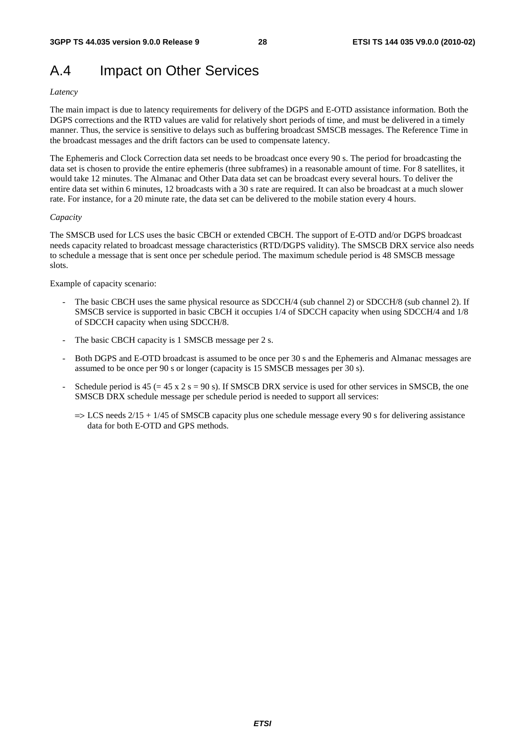# A.4 Impact on Other Services

*Latency*

The main impact is due to latency requirements for delivery of the DGPS and E-OTD assistance information. Both the DGPS corrections and the RTD values are valid for relatively short periods of time, and must be delivered in a timely manner. Thus, the service is sensitive to delays such as buffering broadcast SMSCB messages. The Reference Time in the broadcast messages and the drift factors can be used to compensate latency.

The Ephemeris and Clock Correction data set needs to be broadcast once every 90 s. The period for broadcasting the data set is chosen to provide the entire ephemeris (three subframes) in a reasonable amount of time. For 8 satellites, it would take 12 minutes. The Almanac and Other Data data set can be broadcast every several hours. To deliver the entire data set within 6 minutes, 12 broadcasts with a 30 s rate are required. It can also be broadcast at a much slower rate. For instance, for a 20 minute rate, the data set can be delivered to the mobile station every 4 hours.

*Capacity*

The SMSCB used for LCS uses the basic CBCH or extended CBCH. The support of E-OTD and/or DGPS broadcast needs capacity related to broadcast message characteristics (RTD/DGPS validity). The SMSCB DRX service also needs to schedule a message that is sent once per schedule period. The maximum schedule period is 48 SMSCB message slots.

Example of capacity scenario:

- The basic CBCH uses the same physical resource as SDCCH/4 (sub channel 2) or SDCCH/8 (sub channel 2). If SMSCB service is supported in basic CBCH it occupies 1/4 of SDCCH capacity when using SDCCH/4 and 1/8 of SDCCH capacity when using SDCCH/8.
- The basic CBCH capacity is 1 SMSCB message per 2 s.
- Both DGPS and E-OTD broadcast is assumed to be once per 30 s and the Ephemeris and Almanac messages are assumed to be once per 90 s or longer (capacity is 15 SMSCB messages per 30 s).
- Schedule period is 45 (= 45 x 2 s = 90 s). If SMSCB DRX service is used for other services in SMSCB, the one SMSCB DRX schedule message per schedule period is needed to support all services:

  => LCS needs 2/15 + 1/45 of SMSCB capacity plus one schedule message every 90 s for delivering assistance data for both E-OTD and GPS methods.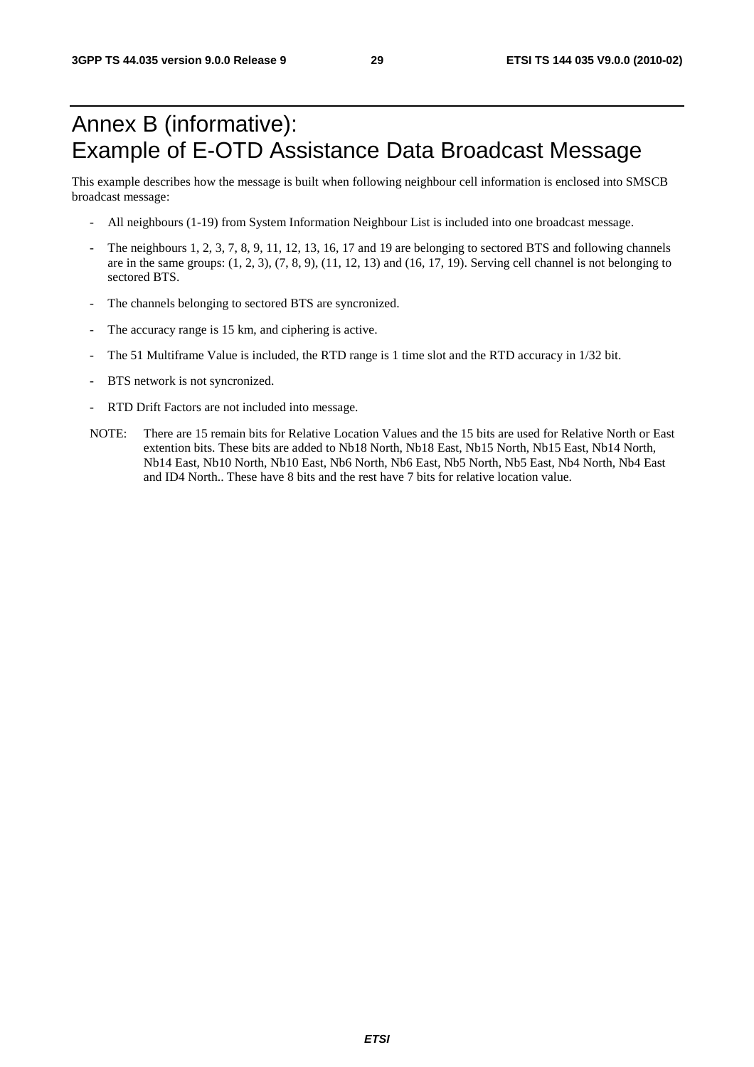# Annex B (informative): Example of E-OTD Assistance Data Broadcast Message

This example describes how the message is built when following neighbour cell information is enclosed into SMSCB broadcast message:

- All neighbours (1-19) from System Information Neighbour List is included into one broadcast message.
- The neighbours 1, 2, 3, 7, 8, 9, 11, 12, 13, 16, 17 and 19 are belonging to sectored BTS and following channels are in the same groups: (1, 2, 3), (7, 8, 9), (11, 12, 13) and (16, 17, 19). Serving cell channel is not belonging to sectored BTS.
- The channels belonging to sectored BTS are syncronized.
- The accuracy range is 15 km, and ciphering is active.
- The 51 Multiframe Value is included, the RTD range is 1 time slot and the RTD accuracy in 1/32 bit.
- BTS network is not syncronized.
- RTD Drift Factors are not included into message.

NOTE: There are 15 remain bits for Relative Location Values and the 15 bits are used for Relative North or East extention bits. These bits are added to Nb18 North, Nb18 East, Nb15 North, Nb15 East, Nb14 North, Nb14 East, Nb10 North, Nb10 East, Nb6 North, Nb6 East, Nb5 North, Nb5 East, Nb4 North, Nb4 East and ID4 North.. These have 8 bits and the rest have 7 bits for relative location value.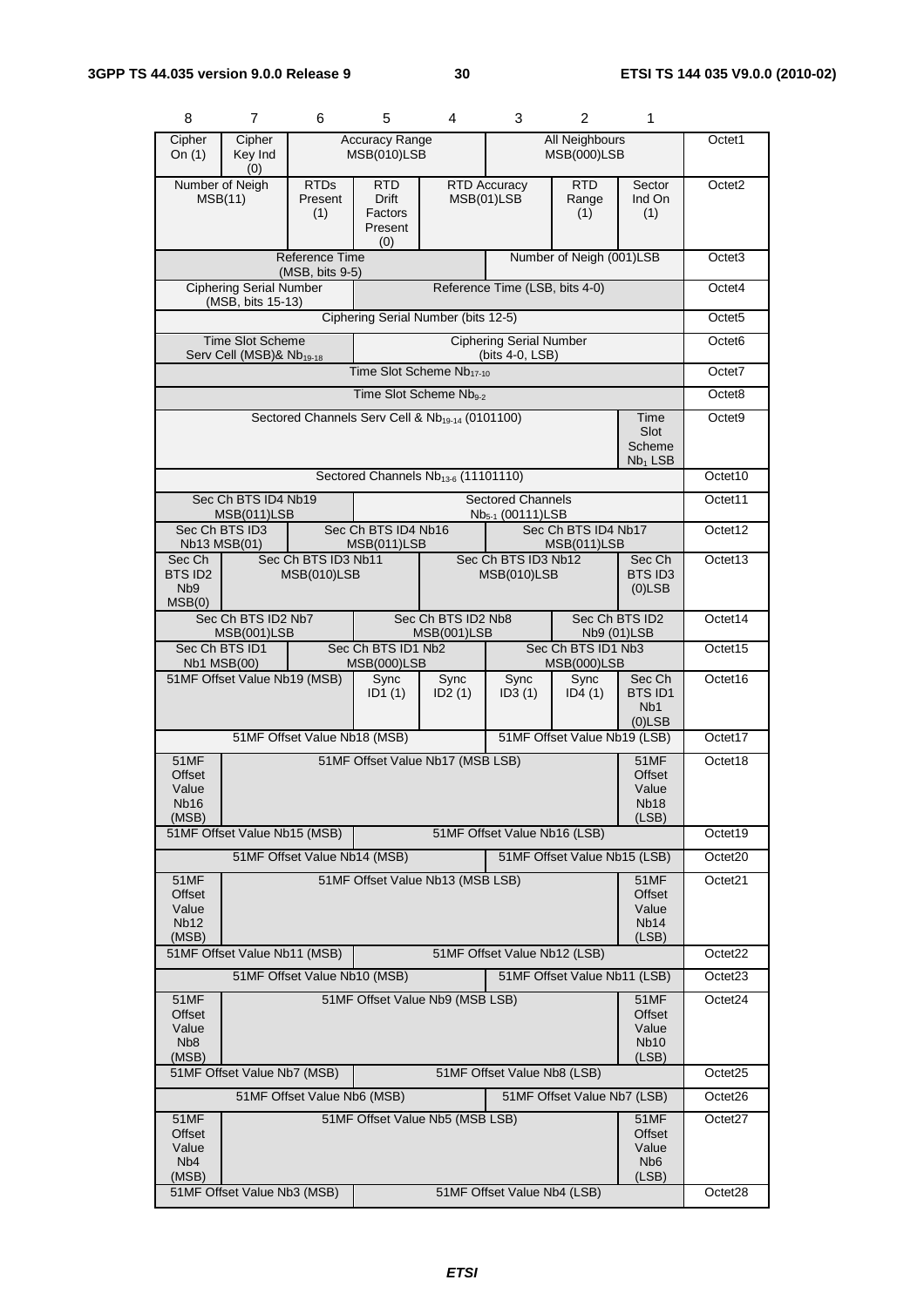| 8 | 7 | 6 | 5 | 4 | 3 | 2 | 1 | |
|---|---|---|---|---|---|---|---|---|
| Cipher On (1) | Cipher Key Ind (0) | Accuracy Range MSB(010)LSB | | | All Neighbours MSB(000)LSB | | | Octet1 |
| Number of Neigh MSB(11) | | RTDs Present (1) | RTD Drift Factors Present (0) | RTD Accuracy MSB(01)LSB | | RTD Range (1) | Sector Ind On (1) | Octet2 |
| Reference Time (MSB, bits 9-5) | | | | | Number of Neigh (001)LSB | | | Octet3 |
| Ciphering Serial Number (MSB, bits 15-13) | | | Reference Time (LSB, bits 4-0) | | | | | Octet4 |
| Ciphering Serial Number (bits 12-5) | | | | | | | | Octet5 |
| Time Slot Scheme Serv Cell (MSB)& $Nb_{19-18}$ | | | Ciphering Serial Number (bits 4-0, LSB) | | | | | Octet6 |
| Time Slot Scheme $Nb_{17-10}$ | | | | | | | | Octet7 |
| Time Slot Scheme $Nb_{9-2}$ | | | | | | | | Octet8 |
| Sectored Channels Serv Cell & $Nb_{19-14}$ (0101100) | | | | | | | Time Slot Scheme $Nb_1$ LSB | Octet9 |
| Sectored Channels $Nb_{13-6}$ (11101110) | | | | | | | | Octet10 |
| Sec Ch BTS ID4 Nb19 MSB(011)LSB | | | Sectored Channels $Nb_{5-1}$ (00111)LSB | | | | | Octet11 |
| Sec Ch BTS ID3 Nb13 MSB(01) | | Sec Ch BTS ID4 Nb16 MSB(011)LSB | | | Sec Ch BTS ID4 Nb17 MSB(011)LSB | | | Octet12 |
| Sec Ch BTS ID2 Nb9 MSB(0) | Sec Ch BTS ID3 Nb11 MSB(010)LSB | | | Sec Ch BTS ID3 Nb12 MSB(010)LSB | | | Sec Ch BTS ID3 (0)LSB | Octet13 |
| Sec Ch BTS ID2 Nb7 MSB(001)LSB | | | Sec Ch BTS ID2 Nb8 MSB(001)LSB | | | Sec Ch BTS ID2 Nb9 (01)LSB | | Octet14 |
| Sec Ch BTS ID1 Nb1 MSB(00) | | Sec Ch BTS ID1 Nb2 MSB(000)LSB | | | Sec Ch BTS ID1 Nb3 MSB(000)LSB | | | Octet15 |
| 51MF Offset Value Nb19 (MSB) | | | Sync ID1 (1) | Sync ID2 (1) | Sync ID3 (1) | Sync ID4 (1) | Sec Ch BTS ID1 Nb1 (0)LSB | Octet16 |
| 51MF Offset Value Nb18 (MSB) | | | | | 51MF Offset Value Nb19 (LSB) | | | Octet17 |
| 51MF Offset Value Nb16 (MSB) | 51MF Offset Value Nb17 (MSB LSB) | | | | | | 51MF Offset Value Nb18 (LSB) | Octet18 |
| 51MF Offset Value Nb15 (MSB) | | | 51MF Offset Value Nb16 (LSB) | | | | | Octet19 |
| 51MF Offset Value Nb14 (MSB) | | | | | 51MF Offset Value Nb15 (LSB) | | | Octet20 |
| 51MF Offset Value Nb12 (MSB) | 51MF Offset Value Nb13 (MSB LSB) | | | | | | 51MF Offset Value Nb14 (LSB) | Octet21 |
| 51MF Offset Value Nb11 (MSB) | | | 51MF Offset Value Nb12 (LSB) | | | | | Octet22 |
| 51MF Offset Value Nb10 (MSB) | | | | | 51MF Offset Value Nb11 (LSB) | | | Octet23 |
| 51MF Offset Value Nb8 (MSB) | 51MF Offset Value Nb9 (MSB LSB) | | | | | | 51MF Offset Value Nb10 (LSB) | Octet24 |
| 51MF Offset Value Nb7 (MSB) | | | 51MF Offset Value Nb8 (LSB) | | | | | Octet25 |
| 51MF Offset Value Nb6 (MSB) | | | | | 51MF Offset Value Nb7 (LSB) | | | Octet26 |
| 51MF Offset Value Nb4 (MSB) | 51MF Offset Value Nb5 (MSB LSB) | | | | | | 51MF Offset Value Nb6 (LSB) | Octet27 |
| 51MF Offset Value Nb3 (MSB) | | | 51MF Offset Value Nb4 (LSB) | | | | | Octet28 |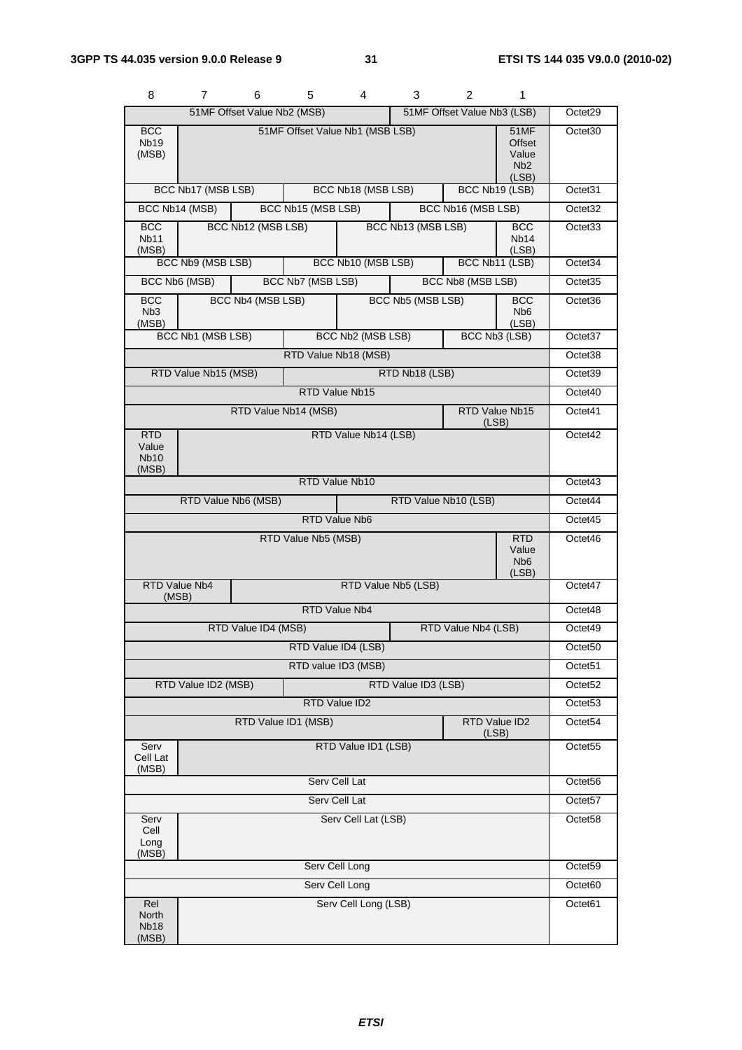| 8 | 7 | 6 | 5 | 4 | 3 | 2 | 1 | |
|---|---|---|---|---|---|---|---|---|
| 51MF Offset Value Nb2 (MSB) | | | | | 51MF Offset Value Nb3 (LSB) | | | Octet29 |
| BCC Nb19 (MSB) | 51MF Offset Value Nb1 (MSB LSB) | | | | | | 51MF Offset Value Nb2 (LSB) | Octet30 |
| BCC Nb17 (MSB LSB) | | | BCC Nb18 (MSB LSB) | | | BCC Nb19 (LSB) | | Octet31 |
| BCC Nb14 (MSB) | | BCC Nb15 (MSB LSB) | | | BCC Nb16 (MSB LSB) | | | Octet32 |
| BCC Nb11 (MSB) | BCC Nb12 (MSB LSB) | | | BCC Nb13 (MSB LSB) | | | BCC Nb14 (LSB) | Octet33 |
| BCC Nb9 (MSB LSB) | | | BCC Nb10 (MSB LSB) | | | BCC Nb11 (LSB) | | Octet34 |
| BCC Nb6 (MSB) | | BCC Nb7 (MSB LSB) | | | BCC Nb8 (MSB LSB) | | | Octet35 |
| BCC Nb3 (MSB) | BCC Nb4 (MSB LSB) | | | BCC Nb5 (MSB LSB) | | | BCC Nb6 (LSB) | Octet36 |
| BCC Nb1 (MSB LSB) | | | BCC Nb2 (MSB LSB) | | | BCC Nb3 (LSB) | | Octet37 |
| RTD Value Nb18 (MSB) | | | | | | | | Octet38 |
| RTD Value Nb15 (MSB) | | | RTD Nb18 (LSB) | | | | | Octet39 |
| RTD Value Nb15 | | | | | | | | Octet40 |
| RTD Value Nb14 (MSB) | | | | | | RTD Value Nb15 (LSB) | | Octet41 |
| RTD Value Nb10 (MSB) | RTD Value Nb14 (LSB) | | | | | | | Octet42 |
| RTD Value Nb10 | | | | | | | | Octet43 |
| RTD Value Nb6 (MSB) | | | | RTD Value Nb10 (LSB) | | | | Octet44 |
| RTD Value Nb6 | | | | | | | | Octet45 |
| RTD Value Nb5 (MSB) | | | | | | | RTD Value Nb6 (LSB) | Octet46 |
| RTD Value Nb4 (MSB) | | RTD Value Nb5 (LSB) | | | | | | Octet47 |
| RTD Value Nb4 | | | | | | | | Octet48 |
| RTD Value ID4 (MSB) | | | | | RTD Value Nb4 (LSB) | | | Octet49 |
| RTD Value ID4 (LSB) | | | | | | | | Octet50 |
| RTD value ID3 (MSB) | | | | | | | | Octet51 |
| RTD Value ID2 (MSB) | | | RTD Value ID3 (LSB) | | | | | Octet52 |
| RTD Value ID2 | | | | | | | | Octet53 |
| RTD Value ID1 (MSB) | | | | | | RTD Value ID2 (LSB) | | Octet54 |
| Serv Cell Lat (MSB) | RTD Value ID1 (LSB) | | | | | | | Octet55 |
| Serv Cell Lat | | | | | | | | Octet56 |
| Serv Cell Lat | | | | | | | | Octet57 |
| Serv Cell Long (MSB) | Serv Cell Lat (LSB) | | | | | | | Octet58 |
| Serv Cell Long | | | | | | | | Octet59 |
| Serv Cell Long | | | | | | | | Octet60 |
| Rel North Nb18 (MSB) | Serv Cell Long (LSB) | | | | | | | Octet61 |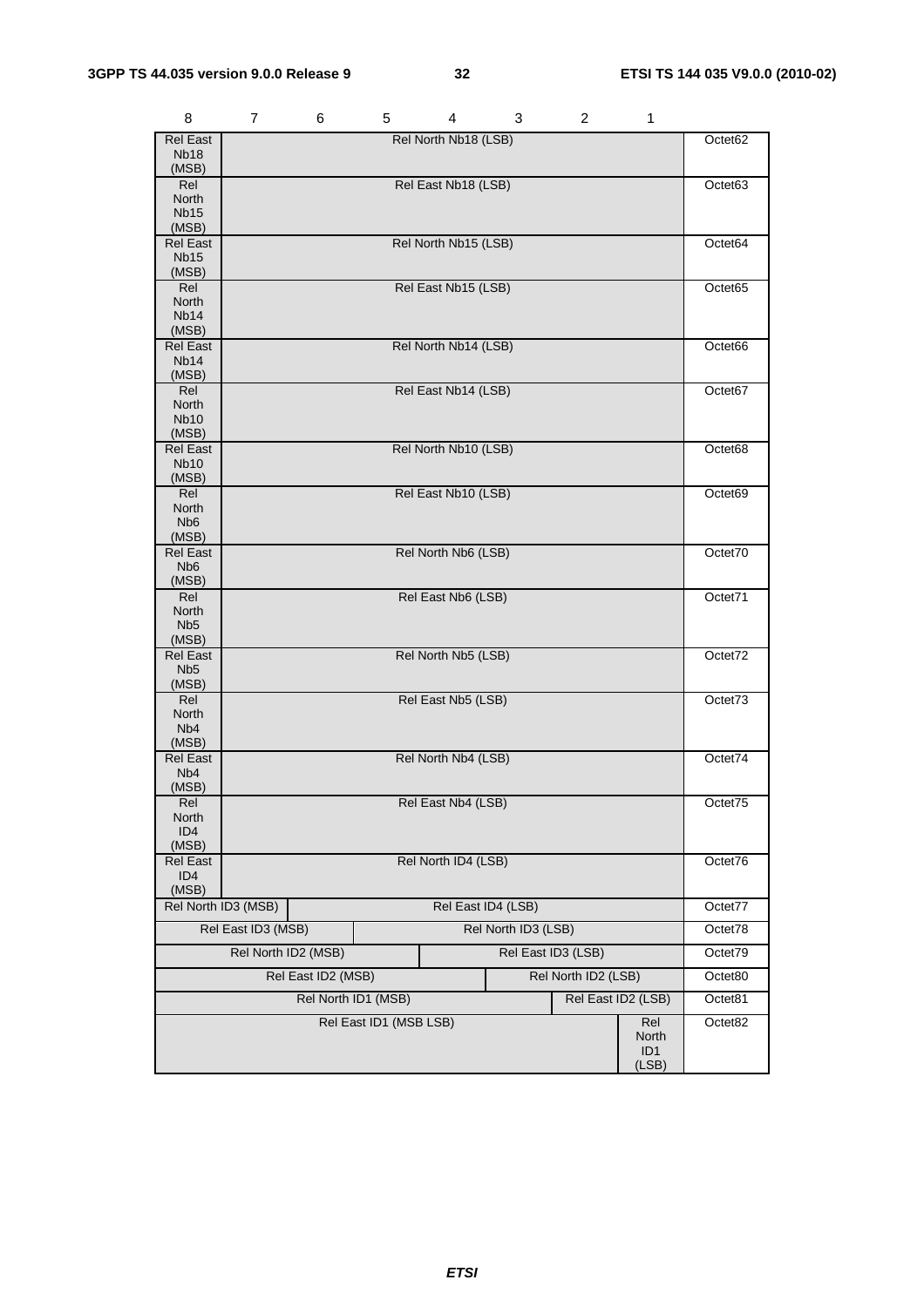| 8 | 7 | 6 | 5 | 4 | 3 | 2 | 1 | |
|---|---|---|---|---|---|---|---|---|
| Rel East Nb18 (MSB) | Rel North Nb18 (LSB) | | | | | | | Octet62 |
| Rel North Nb15 (MSB) | Rel East Nb18 (LSB) | | | | | | | Octet63 |
| Rel East Nb15 (MSB) | Rel North Nb15 (LSB) | | | | | | | Octet64 |
| Rel North Nb14 (MSB) | Rel East Nb15 (LSB) | | | | | | | Octet65 |
| Rel East Nb14 (MSB) | Rel North Nb14 (LSB) | | | | | | | Octet66 |
| Rel North Nb10 (MSB) | Rel East Nb14 (LSB) | | | | | | | Octet67 |
| Rel East Nb10 (MSB) | Rel North Nb10 (LSB) | | | | | | | Octet68 |
| Rel North Nb6 (MSB) | Rel East Nb10 (LSB) | | | | | | | Octet69 |
| Rel East Nb6 (MSB) | Rel North Nb6 (LSB) | | | | | | | Octet70 |
| Rel North Nb5 (MSB) | Rel East Nb6 (LSB) | | | | | | | Octet71 |
| Rel East Nb5 (MSB) | Rel North Nb5 (LSB) | | | | | | | Octet72 |
| Rel North Nb4 (MSB) | Rel East Nb5 (LSB) | | | | | | | Octet73 |
| Rel East Nb4 (MSB) | Rel North Nb4 (LSB) | | | | | | | Octet74 |
| Rel North ID4 (MSB) | Rel East Nb4 (LSB) | | | | | | | Octet75 |
| Rel East ID4 (MSB) | Rel North ID4 (LSB) | | | | | | | Octet76 |
| Rel North ID3 (MSB) | | Rel East ID4 (LSB) | | | | | | Octet77 |
| Rel East ID3 (MSB) | | | Rel North ID3 (LSB) | | | | | Octet78 |
| Rel North ID2 (MSB) | | | | Rel East ID3 (LSB) | | | | Octet79 |
| Rel East ID2 (MSB) | | | | | Rel North ID2 (LSB) | | | Octet80 |
| Rel North ID1 (MSB) | | | | | | Rel East ID2 (LSB) | | Octet81 |
| Rel East ID1 (MSB LSB) | | | | | | | Rel North ID1 (LSB) | Octet82 |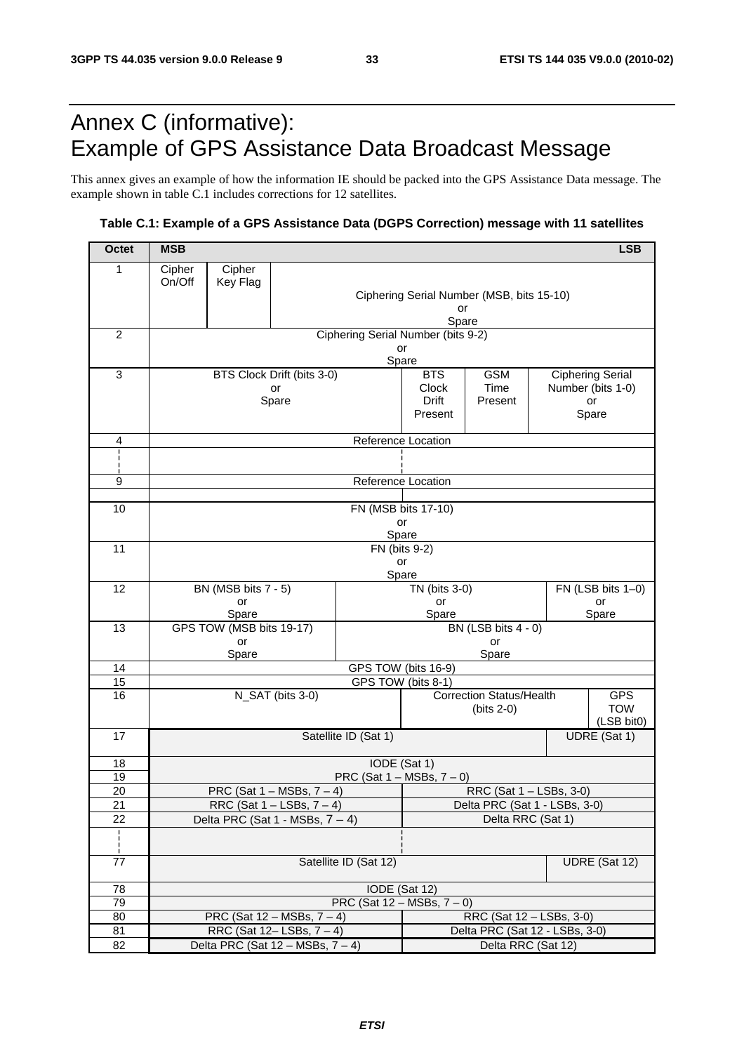# Annex C (informative): Example of GPS Assistance Data Broadcast Message

This annex gives an example of how the information IE should be packed into the GPS Assistance Data message. The example shown in table C.1 includes corrections for 12 satellites.

**Table C.1: Example of a GPS Assistance Data (DGPS Correction) message with 11 satellites**

| Octet | MSB | | | | | | | LSB |
|---|---|---|---|---|---|---|---|---|
| 1 | Cipher On/Off | Cipher Key Flag | Ciphering Serial Number (MSB, bits 15-10) or Spare | | | | | |
| 2 | Ciphering Serial Number (bits 9-2) or Spare | | | | | | | |
| 3 | BTS Clock Drift (bits 3-0) or Spare | | | | BTS Clock Drift Present | GSM Time Present | Ciphering Serial Number (bits 1-0) or Spare | |
| 4 | Reference Location | | | | | | | |
| ¦ | ¦ | | | | | | | |
| 9 | Reference Location | | | | | | | |
| 10 | FN (MSB bits 17-10) or Spare | | | | | | | |
| 11 | FN (bits 9-2) or Spare | | | | | | | |
| 12 | BN (MSB bits 7 - 5) or Spare | | | TN (bits 3-0) or Spare | | | FN (LSB bits 1–0) or Spare | |
| 13 | GPS TOW (MSB bits 19-17) or Spare | | | BN (LSB bits 4 - 0) or Spare | | | | |
| 14 | GPS TOW (bits 16-9) | | | | | | | |
| 15 | GPS TOW (bits 8-1) | | | | | | | |
| 16 | N_SAT (bits 3-0) | | | | Correction Status/Health (bits 2-0) | | | GPS TOW (LSB bit0) |
| 17 | Satellite ID (Sat 1) | | | | | | UDRE (Sat 1) | |
| 18 | IODE (Sat 1) | | | | | | | |
| 19 | PRC (Sat 1 – MSBs, 7 – 0) | | | | | | | |
| 20 | PRC (Sat 1 – MSBs, 7 – 4) | | | | RRC (Sat 1 – LSBs, 3-0) | | | |
| 21 | RRC (Sat 1 – LSBs, 7 – 4) | | | | Delta PRC (Sat 1 - LSBs, 3-0) | | | |
| 22 | Delta PRC (Sat 1 - MSBs, 7 – 4) | | | | Delta RRC (Sat 1) | | | |
| ¦ | ¦ | | | | | | | |
| 77 | Satellite ID (Sat 12) | | | | | | UDRE (Sat 12) | |
| 78 | IODE (Sat 12) | | | | | | | |
| 79 | PRC (Sat 12 – MSBs, 7 – 0) | | | | | | | |
| 80 | PRC (Sat 12 – MSBs, 7 – 4) | | | | RRC (Sat 12 – LSBs, 3-0) | | | |
| 81 | RRC (Sat 12– LSBs, 7 – 4) | | | | Delta PRC (Sat 12 - LSBs, 3-0) | | | |
| 82 | Delta PRC (Sat 12 – MSBs, 7 – 4) | | | | Delta RRC (Sat 12) | | | |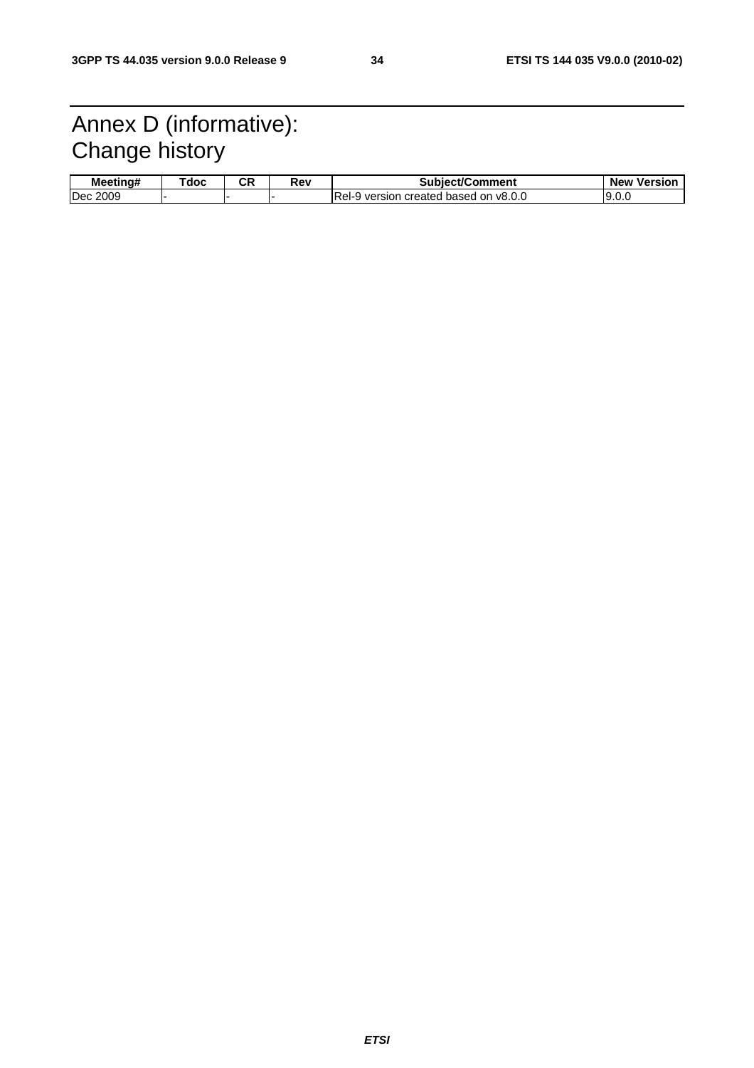# Annex D (informative): Change history

| Meeting# | Tdoc | CR | Rev | Subject/Comment | New Version |
|---|---|---|---|---|---|
| Dec 2009 | - | - | - | Rel-9 version created based on v8.0.0 | 9.0.0 |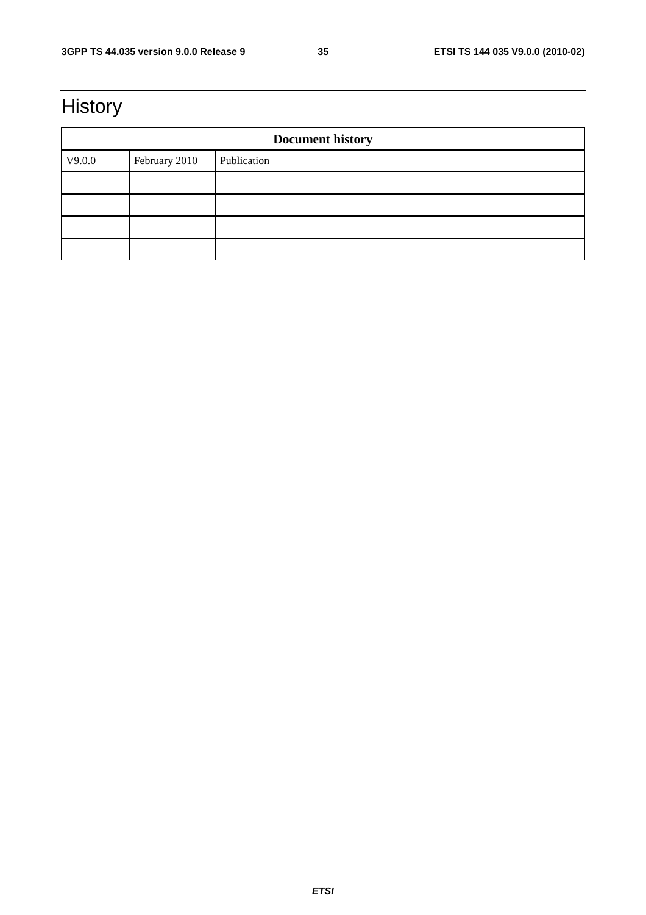# History

| Document history | | |
|---|---|---|
| V9.0.0 | February 2010 | Publication |
| | | |
| | | |
| | | |
| | | |